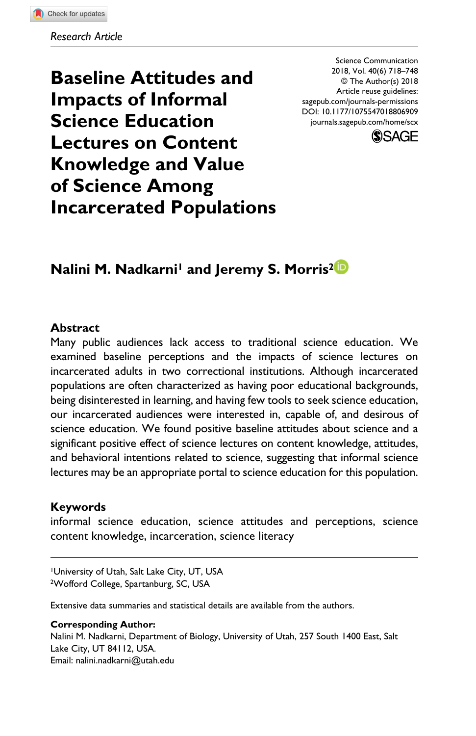*Research Article*

# Baseline Attitudes and Impacts of Informal Science Education Lectures on Content Knowledge and Value of Science Among Incarcerated Populations

Science Communication
2018, Vol. 40(6) 718–748
© The Author(s) 2018
Article reuse guidelines:
sagepub.com/journals-permissions
DOI: 10.1177/1075547018806909
journals.sagepub.com/home/scx

**Nalini M. Nadkarni[1] and Jeremy S. Morris[2]**

## Abstract

Many public audiences lack access to traditional science education. We examined baseline perceptions and the impacts of science lectures on incarcerated adults in two correctional institutions. Although incarcerated populations are often characterized as having poor educational backgrounds, being disinterested in learning, and having few tools to seek science education, our incarcerated audiences were interested in, capable of, and desirous of science education. We found positive baseline attitudes about science and a significant positive effect of science lectures on content knowledge, attitudes, and behavioral intentions related to science, suggesting that informal science lectures may be an appropriate portal to science education for this population.

## Keywords

informal science education, science attitudes and perceptions, science content knowledge, incarceration, science literacy

---

[1]University of Utah, Salt Lake City, UT, USA
[2]Wofford College, Spartanburg, SC, USA

Extensive data summaries and statistical details are available from the authors.

**Corresponding Author:**
Nalini M. Nadkarni, Department of Biology, University of Utah, 257 South 1400 East, Salt Lake City, UT 84112, USA.
Email: nalini.nadkarni@utah.edu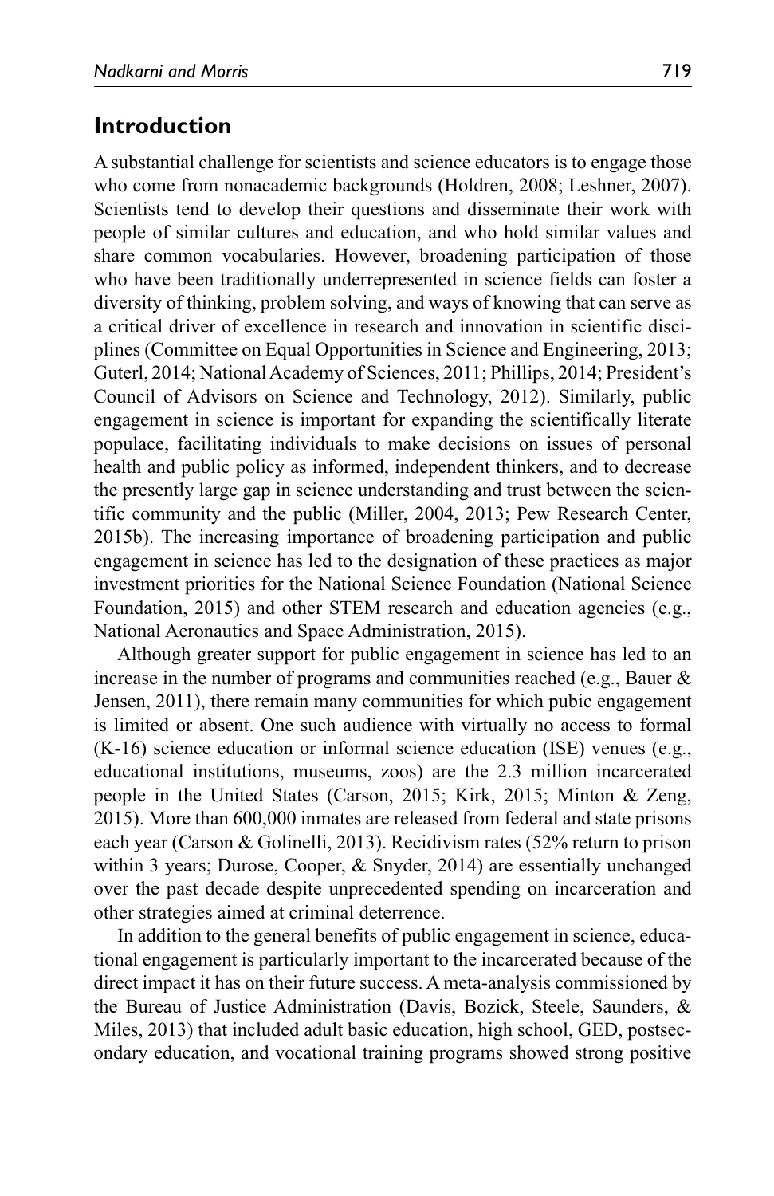## Introduction

A substantial challenge for scientists and science educators is to engage those who come from nonacademic backgrounds (Holdren, 2008; Leshner, 2007). Scientists tend to develop their questions and disseminate their work with people of similar cultures and education, and who hold similar values and share common vocabularies. However, broadening participation of those who have been traditionally underrepresented in science fields can foster a diversity of thinking, problem solving, and ways of knowing that can serve as a critical driver of excellence in research and innovation in scientific disciplines (Committee on Equal Opportunities in Science and Engineering, 2013; Guterl, 2014; National Academy of Sciences, 2011; Phillips, 2014; President's Council of Advisors on Science and Technology, 2012). Similarly, public engagement in science is important for expanding the scientifically literate populace, facilitating individuals to make decisions on issues of personal health and public policy as informed, independent thinkers, and to decrease the presently large gap in science understanding and trust between the scientific community and the public (Miller, 2004, 2013; Pew Research Center, 2015b). The increasing importance of broadening participation and public engagement in science has led to the designation of these practices as major investment priorities for the National Science Foundation (National Science Foundation, 2015) and other STEM research and education agencies (e.g., National Aeronautics and Space Administration, 2015).

Although greater support for public engagement in science has led to an increase in the number of programs and communities reached (e.g., Bauer & Jensen, 2011), there remain many communities for which pubic engagement is limited or absent. One such audience with virtually no access to formal (K-16) science education or informal science education (ISE) venues (e.g., educational institutions, museums, zoos) are the 2.3 million incarcerated people in the United States (Carson, 2015; Kirk, 2015; Minton & Zeng, 2015). More than 600,000 inmates are released from federal and state prisons each year (Carson & Golinelli, 2013). Recidivism rates (52% return to prison within 3 years; Durose, Cooper, & Snyder, 2014) are essentially unchanged over the past decade despite unprecedented spending on incarceration and other strategies aimed at criminal deterrence.

In addition to the general benefits of public engagement in science, educational engagement is particularly important to the incarcerated because of the direct impact it has on their future success. A meta-analysis commissioned by the Bureau of Justice Administration (Davis, Bozick, Steele, Saunders, & Miles, 2013) that included adult basic education, high school, GED, postsecondary education, and vocational training programs showed strong positive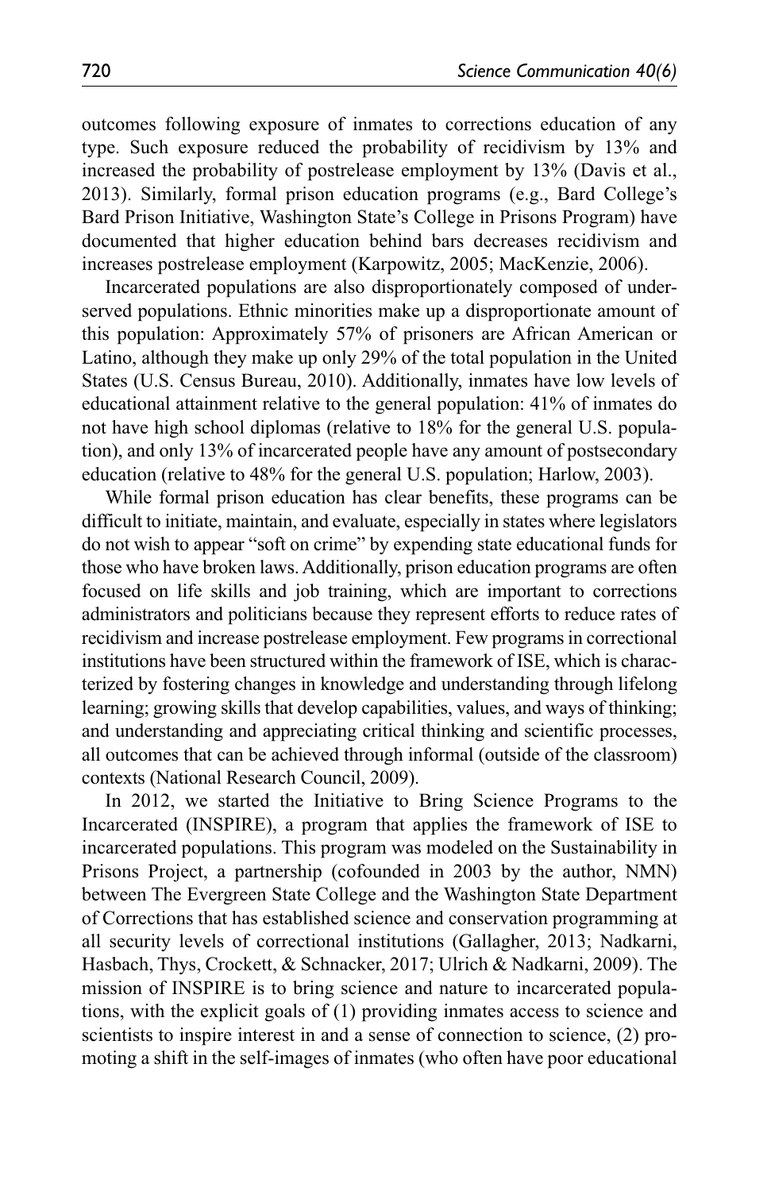outcomes following exposure of inmates to corrections education of any type. Such exposure reduced the probability of recidivism by 13% and increased the probability of postrelease employment by 13% (Davis et al., 2013). Similarly, formal prison education programs (e.g., Bard College's Bard Prison Initiative, Washington State's College in Prisons Program) have documented that higher education behind bars decreases recidivism and increases postrelease employment (Karpowitz, 2005; MacKenzie, 2006).

Incarcerated populations are also disproportionately composed of underserved populations. Ethnic minorities make up a disproportionate amount of this population: Approximately 57% of prisoners are African American or Latino, although they make up only 29% of the total population in the United States (U.S. Census Bureau, 2010). Additionally, inmates have low levels of educational attainment relative to the general population: 41% of inmates do not have high school diplomas (relative to 18% for the general U.S. population), and only 13% of incarcerated people have any amount of postsecondary education (relative to 48% for the general U.S. population; Harlow, 2003).

While formal prison education has clear benefits, these programs can be difficult to initiate, maintain, and evaluate, especially in states where legislators do not wish to appear "soft on crime" by expending state educational funds for those who have broken laws. Additionally, prison education programs are often focused on life skills and job training, which are important to corrections administrators and politicians because they represent efforts to reduce rates of recidivism and increase postrelease employment. Few programs in correctional institutions have been structured within the framework of ISE, which is characterized by fostering changes in knowledge and understanding through lifelong learning; growing skills that develop capabilities, values, and ways of thinking; and understanding and appreciating critical thinking and scientific processes, all outcomes that can be achieved through informal (outside of the classroom) contexts (National Research Council, 2009).

In 2012, we started the Initiative to Bring Science Programs to the Incarcerated (INSPIRE), a program that applies the framework of ISE to incarcerated populations. This program was modeled on the Sustainability in Prisons Project, a partnership (cofounded in 2003 by the author, NMN) between The Evergreen State College and the Washington State Department of Corrections that has established science and conservation programming at all security levels of correctional institutions (Gallagher, 2013; Nadkarni, Hasbach, Thys, Crockett, & Schnacker, 2017; Ulrich & Nadkarni, 2009). The mission of INSPIRE is to bring science and nature to incarcerated populations, with the explicit goals of (1) providing inmates access to science and scientists to inspire interest in and a sense of connection to science, (2) promoting a shift in the self-images of inmates (who often have poor educational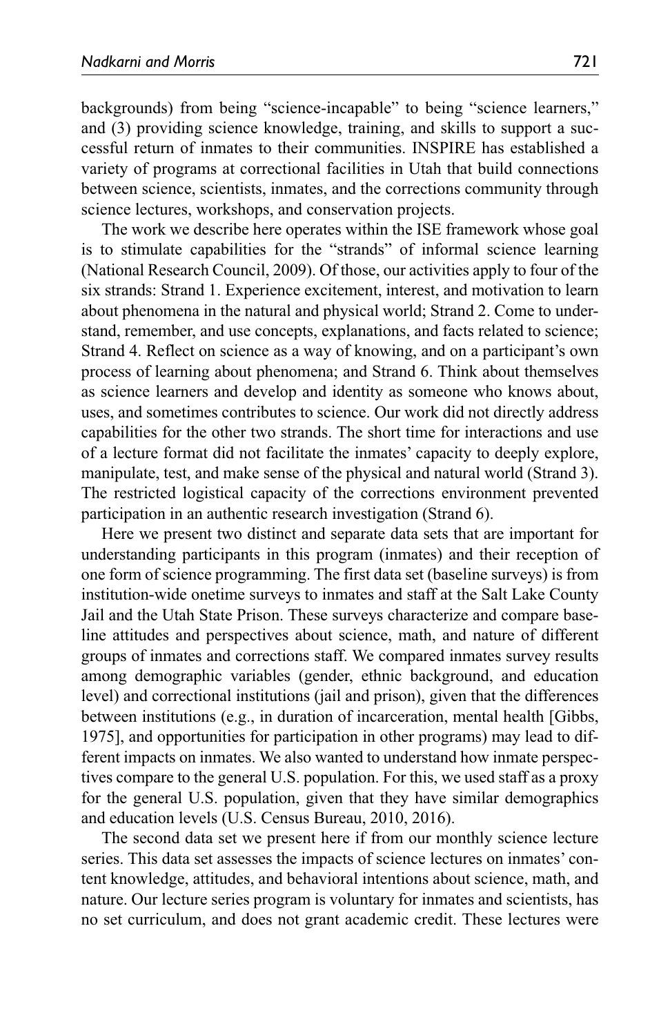backgrounds) from being "science-incapable" to being "science learners," and (3) providing science knowledge, training, and skills to support a successful return of inmates to their communities. INSPIRE has established a variety of programs at correctional facilities in Utah that build connections between science, scientists, inmates, and the corrections community through science lectures, workshops, and conservation projects.

The work we describe here operates within the ISE framework whose goal is to stimulate capabilities for the "strands" of informal science learning (National Research Council, 2009). Of those, our activities apply to four of the six strands: Strand 1. Experience excitement, interest, and motivation to learn about phenomena in the natural and physical world; Strand 2. Come to understand, remember, and use concepts, explanations, and facts related to science; Strand 4. Reflect on science as a way of knowing, and on a participant's own process of learning about phenomena; and Strand 6. Think about themselves as science learners and develop and identity as someone who knows about, uses, and sometimes contributes to science. Our work did not directly address capabilities for the other two strands. The short time for interactions and use of a lecture format did not facilitate the inmates' capacity to deeply explore, manipulate, test, and make sense of the physical and natural world (Strand 3). The restricted logistical capacity of the corrections environment prevented participation in an authentic research investigation (Strand 6).

Here we present two distinct and separate data sets that are important for understanding participants in this program (inmates) and their reception of one form of science programming. The first data set (baseline surveys) is from institution-wide onetime surveys to inmates and staff at the Salt Lake County Jail and the Utah State Prison. These surveys characterize and compare baseline attitudes and perspectives about science, math, and nature of different groups of inmates and corrections staff. We compared inmates survey results among demographic variables (gender, ethnic background, and education level) and correctional institutions (jail and prison), given that the differences between institutions (e.g., in duration of incarceration, mental health [Gibbs, 1975], and opportunities for participation in other programs) may lead to different impacts on inmates. We also wanted to understand how inmate perspectives compare to the general U.S. population. For this, we used staff as a proxy for the general U.S. population, given that they have similar demographics and education levels (U.S. Census Bureau, 2010, 2016).

The second data set we present here if from our monthly science lecture series. This data set assesses the impacts of science lectures on inmates' content knowledge, attitudes, and behavioral intentions about science, math, and nature. Our lecture series program is voluntary for inmates and scientists, has no set curriculum, and does not grant academic credit. These lectures were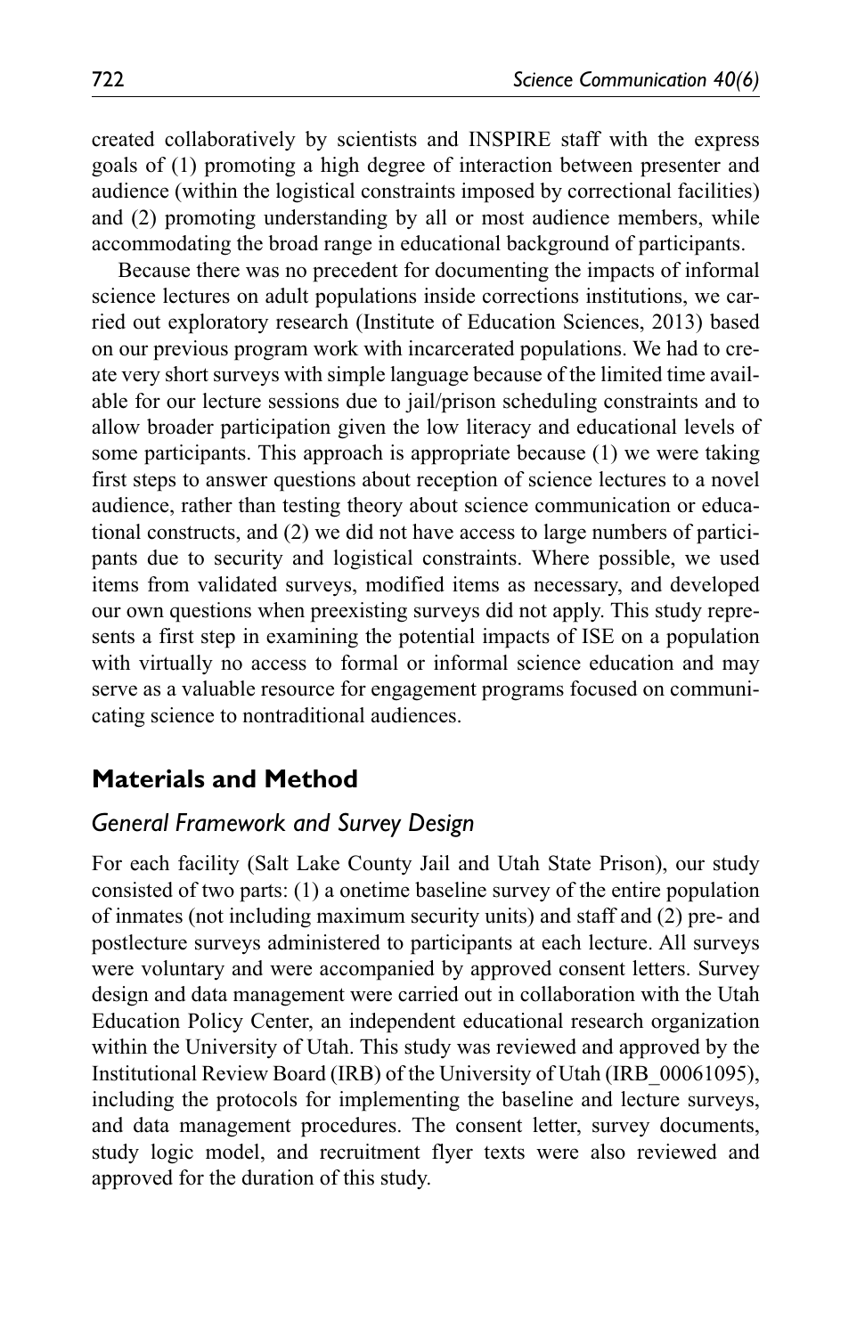created collaboratively by scientists and INSPIRE staff with the express goals of (1) promoting a high degree of interaction between presenter and audience (within the logistical constraints imposed by correctional facilities) and (2) promoting understanding by all or most audience members, while accommodating the broad range in educational background of participants.

Because there was no precedent for documenting the impacts of informal science lectures on adult populations inside corrections institutions, we carried out exploratory research (Institute of Education Sciences, 2013) based on our previous program work with incarcerated populations. We had to create very short surveys with simple language because of the limited time available for our lecture sessions due to jail/prison scheduling constraints and to allow broader participation given the low literacy and educational levels of some participants. This approach is appropriate because (1) we were taking first steps to answer questions about reception of science lectures to a novel audience, rather than testing theory about science communication or educational constructs, and (2) we did not have access to large numbers of participants due to security and logistical constraints. Where possible, we used items from validated surveys, modified items as necessary, and developed our own questions when preexisting surveys did not apply. This study represents a first step in examining the potential impacts of ISE on a population with virtually no access to formal or informal science education and may serve as a valuable resource for engagement programs focused on communicating science to nontraditional audiences.

## Materials and Method

### *General Framework and Survey Design*

For each facility (Salt Lake County Jail and Utah State Prison), our study consisted of two parts: (1) a onetime baseline survey of the entire population of inmates (not including maximum security units) and staff and (2) pre- and postlecture surveys administered to participants at each lecture. All surveys were voluntary and were accompanied by approved consent letters. Survey design and data management were carried out in collaboration with the Utah Education Policy Center, an independent educational research organization within the University of Utah. This study was reviewed and approved by the Institutional Review Board (IRB) of the University of Utah (IRB_00061095), including the protocols for implementing the baseline and lecture surveys, and data management procedures. The consent letter, survey documents, study logic model, and recruitment flyer texts were also reviewed and approved for the duration of this study.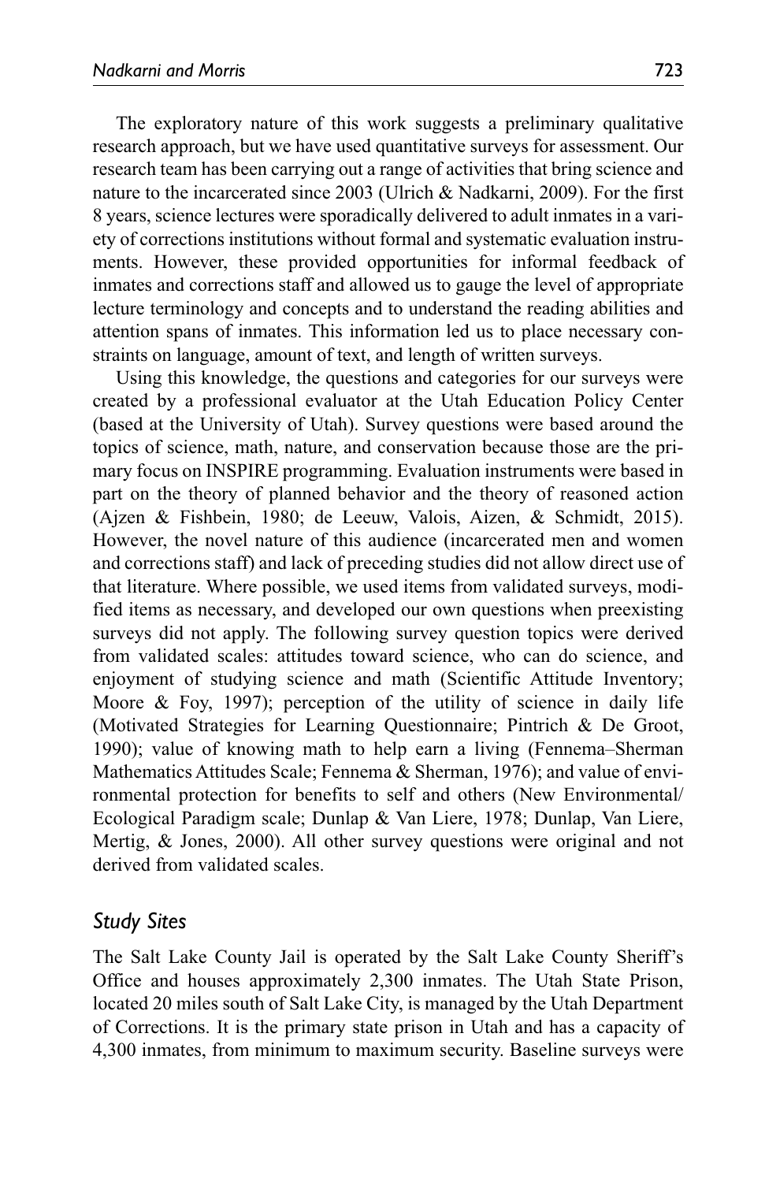The exploratory nature of this work suggests a preliminary qualitative research approach, but we have used quantitative surveys for assessment. Our research team has been carrying out a range of activities that bring science and nature to the incarcerated since 2003 (Ulrich & Nadkarni, 2009). For the first 8 years, science lectures were sporadically delivered to adult inmates in a variety of corrections institutions without formal and systematic evaluation instruments. However, these provided opportunities for informal feedback of inmates and corrections staff and allowed us to gauge the level of appropriate lecture terminology and concepts and to understand the reading abilities and attention spans of inmates. This information led us to place necessary constraints on language, amount of text, and length of written surveys.

Using this knowledge, the questions and categories for our surveys were created by a professional evaluator at the Utah Education Policy Center (based at the University of Utah). Survey questions were based around the topics of science, math, nature, and conservation because those are the primary focus on INSPIRE programming. Evaluation instruments were based in part on the theory of planned behavior and the theory of reasoned action (Ajzen & Fishbein, 1980; de Leeuw, Valois, Aizen, & Schmidt, 2015). However, the novel nature of this audience (incarcerated men and women and corrections staff) and lack of preceding studies did not allow direct use of that literature. Where possible, we used items from validated surveys, modified items as necessary, and developed our own questions when preexisting surveys did not apply. The following survey question topics were derived from validated scales: attitudes toward science, who can do science, and enjoyment of studying science and math (Scientific Attitude Inventory; Moore & Foy, 1997); perception of the utility of science in daily life (Motivated Strategies for Learning Questionnaire; Pintrich & De Groot, 1990); value of knowing math to help earn a living (Fennema–Sherman Mathematics Attitudes Scale; Fennema & Sherman, 1976); and value of environmental protection for benefits to self and others (New Environmental/Ecological Paradigm scale; Dunlap & Van Liere, 1978; Dunlap, Van Liere, Mertig, & Jones, 2000). All other survey questions were original and not derived from validated scales.

## *Study Sites*

The Salt Lake County Jail is operated by the Salt Lake County Sheriff's Office and houses approximately 2,300 inmates. The Utah State Prison, located 20 miles south of Salt Lake City, is managed by the Utah Department of Corrections. It is the primary state prison in Utah and has a capacity of 4,300 inmates, from minimum to maximum security. Baseline surveys were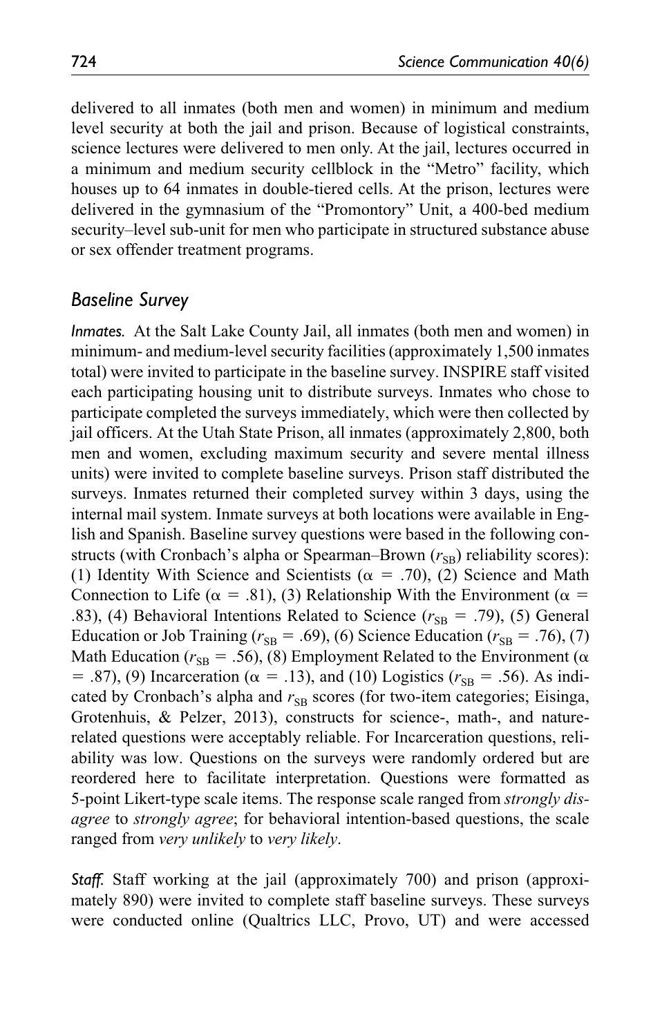delivered to all inmates (both men and women) in minimum and medium level security at both the jail and prison. Because of logistical constraints, science lectures were delivered to men only. At the jail, lectures occurred in a minimum and medium security cellblock in the "Metro" facility, which houses up to 64 inmates in double-tiered cells. At the prison, lectures were delivered in the gymnasium of the "Promontory" Unit, a 400-bed medium security–level sub-unit for men who participate in structured substance abuse or sex offender treatment programs.

## Baseline Survey

*Inmates.* At the Salt Lake County Jail, all inmates (both men and women) in minimum- and medium-level security facilities (approximately 1,500 inmates total) were invited to participate in the baseline survey. INSPIRE staff visited each participating housing unit to distribute surveys. Inmates who chose to participate completed the surveys immediately, which were then collected by jail officers. At the Utah State Prison, all inmates (approximately 2,800, both men and women, excluding maximum security and severe mental illness units) were invited to complete baseline surveys. Prison staff distributed the surveys. Inmates returned their completed survey within 3 days, using the internal mail system. Inmate surveys at both locations were available in English and Spanish. Baseline survey questions were based in the following constructs (with Cronbach's alpha or Spearman–Brown ($r_{SB}$) reliability scores): (1) Identity With Science and Scientists ($\alpha$ = .70), (2) Science and Math Connection to Life ($\alpha$ = .81), (3) Relationship With the Environment ($\alpha$ = .83), (4) Behavioral Intentions Related to Science ($r_{SB}$ = .79), (5) General Education or Job Training ($r_{SB}$ = .69), (6) Science Education ($r_{SB}$ = .76), (7) Math Education ($r_{SB}$ = .56), (8) Employment Related to the Environment ($\alpha$ = .87), (9) Incarceration ($\alpha$ = .13), and (10) Logistics ($r_{SB}$ = .56). As indicated by Cronbach's alpha and $r_{SB}$ scores (for two-item categories; Eisinga, Grotenhuis, & Pelzer, 2013), constructs for science-, math-, and nature-related questions were acceptably reliable. For Incarceration questions, reliability was low. Questions on the surveys were randomly ordered but are reordered here to facilitate interpretation. Questions were formatted as 5-point Likert-type scale items. The response scale ranged from *strongly disagree* to *strongly agree*; for behavioral intention-based questions, the scale ranged from *very unlikely* to *very likely*.

*Staff.* Staff working at the jail (approximately 700) and prison (approximately 890) were invited to complete staff baseline surveys. These surveys were conducted online (Qualtrics LLC, Provo, UT) and were accessed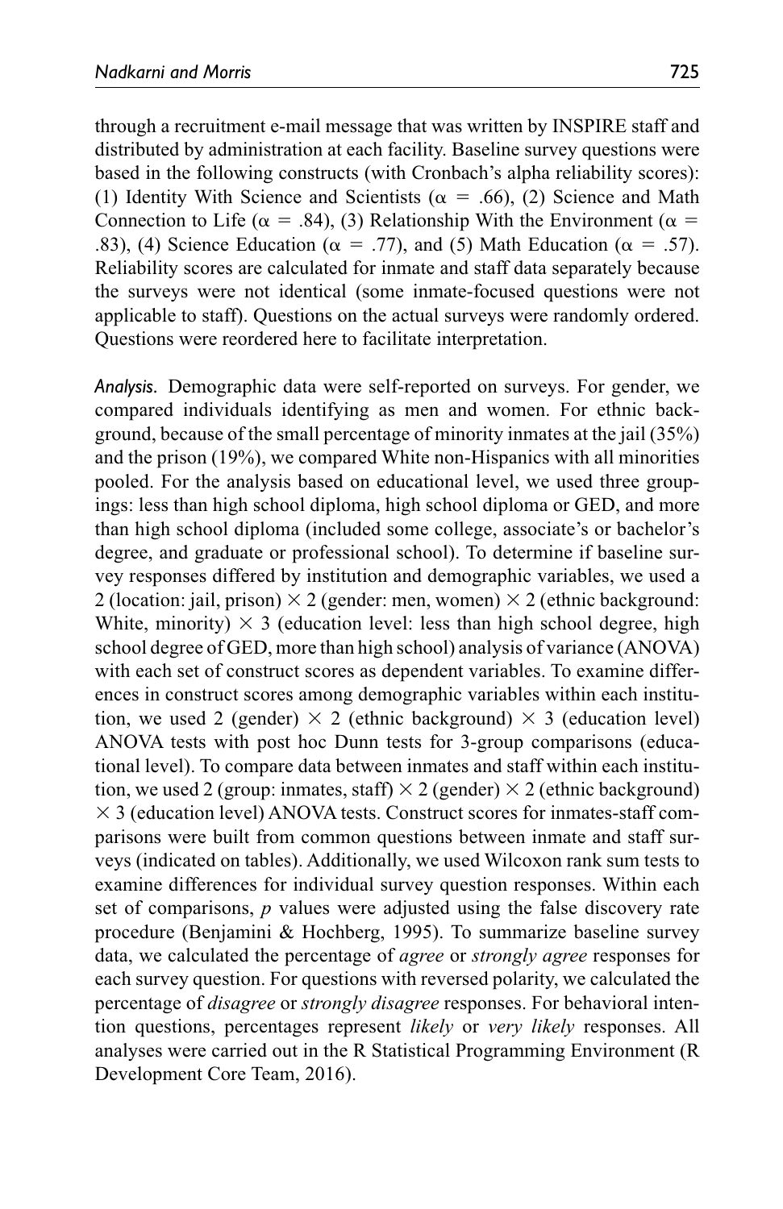through a recruitment e-mail message that was written by INSPIRE staff and distributed by administration at each facility. Baseline survey questions were based in the following constructs (with Cronbach's alpha reliability scores): (1) Identity With Science and Scientists ($\alpha$ = .66), (2) Science and Math Connection to Life ($\alpha$ = .84), (3) Relationship With the Environment ($\alpha$ = .83), (4) Science Education ($\alpha$ = .77), and (5) Math Education ($\alpha$ = .57). Reliability scores are calculated for inmate and staff data separately because the surveys were not identical (some inmate-focused questions were not applicable to staff). Questions on the actual surveys were randomly ordered. Questions were reordered here to facilitate interpretation.

*Analysis.* Demographic data were self-reported on surveys. For gender, we compared individuals identifying as men and women. For ethnic background, because of the small percentage of minority inmates at the jail (35%) and the prison (19%), we compared White non-Hispanics with all minorities pooled. For the analysis based on educational level, we used three groupings: less than high school diploma, high school diploma or GED, and more than high school diploma (included some college, associate's or bachelor's degree, and graduate or professional school). To determine if baseline survey responses differed by institution and demographic variables, we used a 2 (location: jail, prison) × 2 (gender: men, women) × 2 (ethnic background: White, minority) × 3 (education level: less than high school degree, high school degree of GED, more than high school) analysis of variance (ANOVA) with each set of construct scores as dependent variables. To examine differences in construct scores among demographic variables within each institution, we used 2 (gender) × 2 (ethnic background) × 3 (education level) ANOVA tests with post hoc Dunn tests for 3-group comparisons (educational level). To compare data between inmates and staff within each institution, we used 2 (group: inmates, staff) × 2 (gender) × 2 (ethnic background) × 3 (education level) ANOVA tests. Construct scores for inmates-staff comparisons were built from common questions between inmate and staff surveys (indicated on tables). Additionally, we used Wilcoxon rank sum tests to examine differences for individual survey question responses. Within each set of comparisons, $p$ values were adjusted using the false discovery rate procedure (Benjamini & Hochberg, 1995). To summarize baseline survey data, we calculated the percentage of *agree* or *strongly agree* responses for each survey question. For questions with reversed polarity, we calculated the percentage of *disagree* or *strongly disagree* responses. For behavioral intention questions, percentages represent *likely* or *very likely* responses. All analyses were carried out in the R Statistical Programming Environment (R Development Core Team, 2016).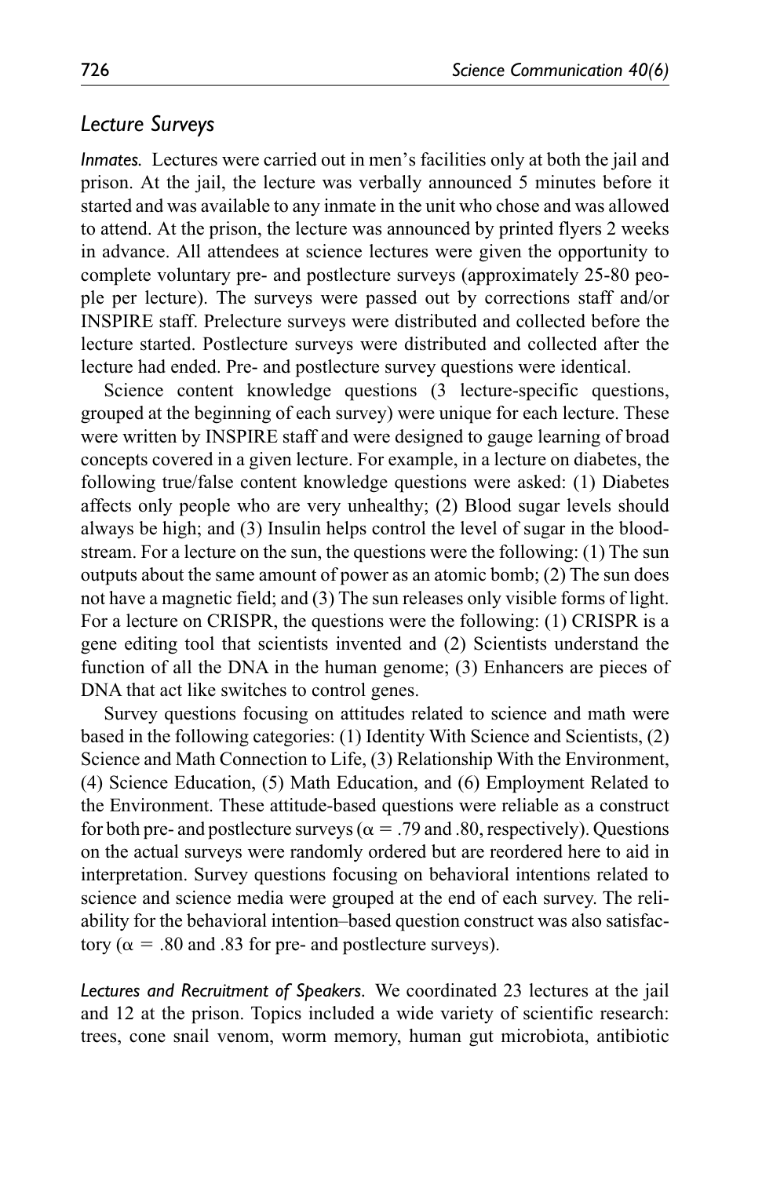## *Lecture Surveys*

*Inmates.* Lectures were carried out in men's facilities only at both the jail and prison. At the jail, the lecture was verbally announced 5 minutes before it started and was available to any inmate in the unit who chose and was allowed to attend. At the prison, the lecture was announced by printed flyers 2 weeks in advance. All attendees at science lectures were given the opportunity to complete voluntary pre- and postlecture surveys (approximately 25-80 people per lecture). The surveys were passed out by corrections staff and/or INSPIRE staff. Prelecture surveys were distributed and collected before the lecture started. Postlecture surveys were distributed and collected after the lecture had ended. Pre- and postlecture survey questions were identical.

Science content knowledge questions (3 lecture-specific questions, grouped at the beginning of each survey) were unique for each lecture. These were written by INSPIRE staff and were designed to gauge learning of broad concepts covered in a given lecture. For example, in a lecture on diabetes, the following true/false content knowledge questions were asked: (1) Diabetes affects only people who are very unhealthy; (2) Blood sugar levels should always be high; and (3) Insulin helps control the level of sugar in the bloodstream. For a lecture on the sun, the questions were the following: (1) The sun outputs about the same amount of power as an atomic bomb; (2) The sun does not have a magnetic field; and (3) The sun releases only visible forms of light. For a lecture on CRISPR, the questions were the following: (1) CRISPR is a gene editing tool that scientists invented and (2) Scientists understand the function of all the DNA in the human genome; (3) Enhancers are pieces of DNA that act like switches to control genes.

Survey questions focusing on attitudes related to science and math were based in the following categories: (1) Identity With Science and Scientists, (2) Science and Math Connection to Life, (3) Relationship With the Environment, (4) Science Education, (5) Math Education, and (6) Employment Related to the Environment. These attitude-based questions were reliable as a construct for both pre- and postlecture surveys ($\alpha = .79$ and $.80$, respectively). Questions on the actual surveys were randomly ordered but are reordered here to aid in interpretation. Survey questions focusing on behavioral intentions related to science and science media were grouped at the end of each survey. The reliability for the behavioral intention–based question construct was also satisfactory ($\alpha = .80$ and $.83$ for pre- and postlecture surveys).

*Lectures and Recruitment of Speakers.* We coordinated 23 lectures at the jail and 12 at the prison. Topics included a wide variety of scientific research: trees, cone snail venom, worm memory, human gut microbiota, antibiotic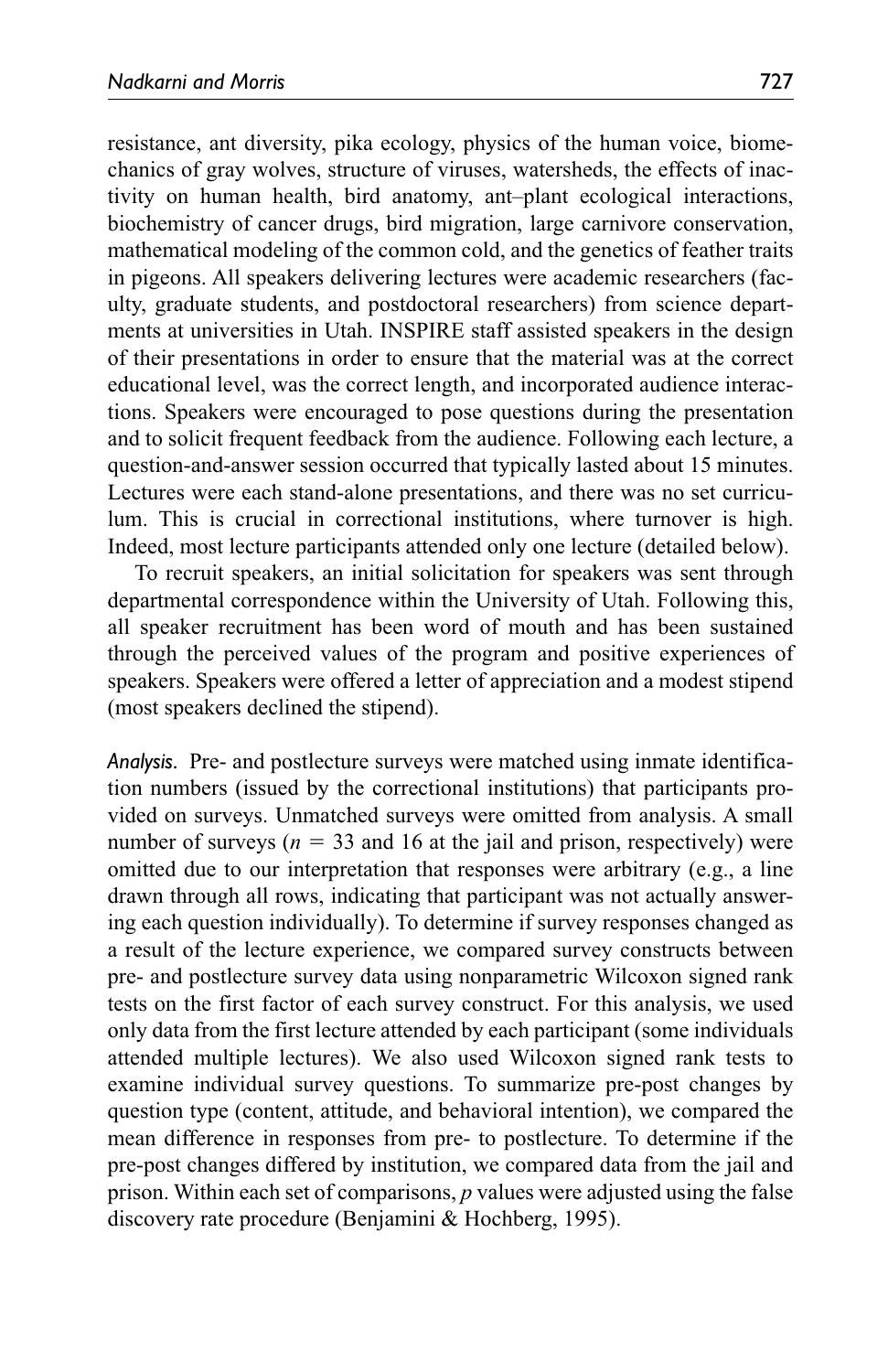resistance, ant diversity, pika ecology, physics of the human voice, biomechanics of gray wolves, structure of viruses, watersheds, the effects of inactivity on human health, bird anatomy, ant–plant ecological interactions, biochemistry of cancer drugs, bird migration, large carnivore conservation, mathematical modeling of the common cold, and the genetics of feather traits in pigeons. All speakers delivering lectures were academic researchers (faculty, graduate students, and postdoctoral researchers) from science departments at universities in Utah. INSPIRE staff assisted speakers in the design of their presentations in order to ensure that the material was at the correct educational level, was the correct length, and incorporated audience interactions. Speakers were encouraged to pose questions during the presentation and to solicit frequent feedback from the audience. Following each lecture, a question-and-answer session occurred that typically lasted about 15 minutes. Lectures were each stand-alone presentations, and there was no set curriculum. This is crucial in correctional institutions, where turnover is high. Indeed, most lecture participants attended only one lecture (detailed below).

To recruit speakers, an initial solicitation for speakers was sent through departmental correspondence within the University of Utah. Following this, all speaker recruitment has been word of mouth and has been sustained through the perceived values of the program and positive experiences of speakers. Speakers were offered a letter of appreciation and a modest stipend (most speakers declined the stipend).

*Analysis.* Pre- and postlecture surveys were matched using inmate identification numbers (issued by the correctional institutions) that participants provided on surveys. Unmatched surveys were omitted from analysis. A small number of surveys ($n$ = 33 and 16 at the jail and prison, respectively) were omitted due to our interpretation that responses were arbitrary (e.g., a line drawn through all rows, indicating that participant was not actually answering each question individually). To determine if survey responses changed as a result of the lecture experience, we compared survey constructs between pre- and postlecture survey data using nonparametric Wilcoxon signed rank tests on the first factor of each survey construct. For this analysis, we used only data from the first lecture attended by each participant (some individuals attended multiple lectures). We also used Wilcoxon signed rank tests to examine individual survey questions. To summarize pre-post changes by question type (content, attitude, and behavioral intention), we compared the mean difference in responses from pre- to postlecture. To determine if the pre-post changes differed by institution, we compared data from the jail and prison. Within each set of comparisons, $p$ values were adjusted using the false discovery rate procedure (Benjamini & Hochberg, 1995).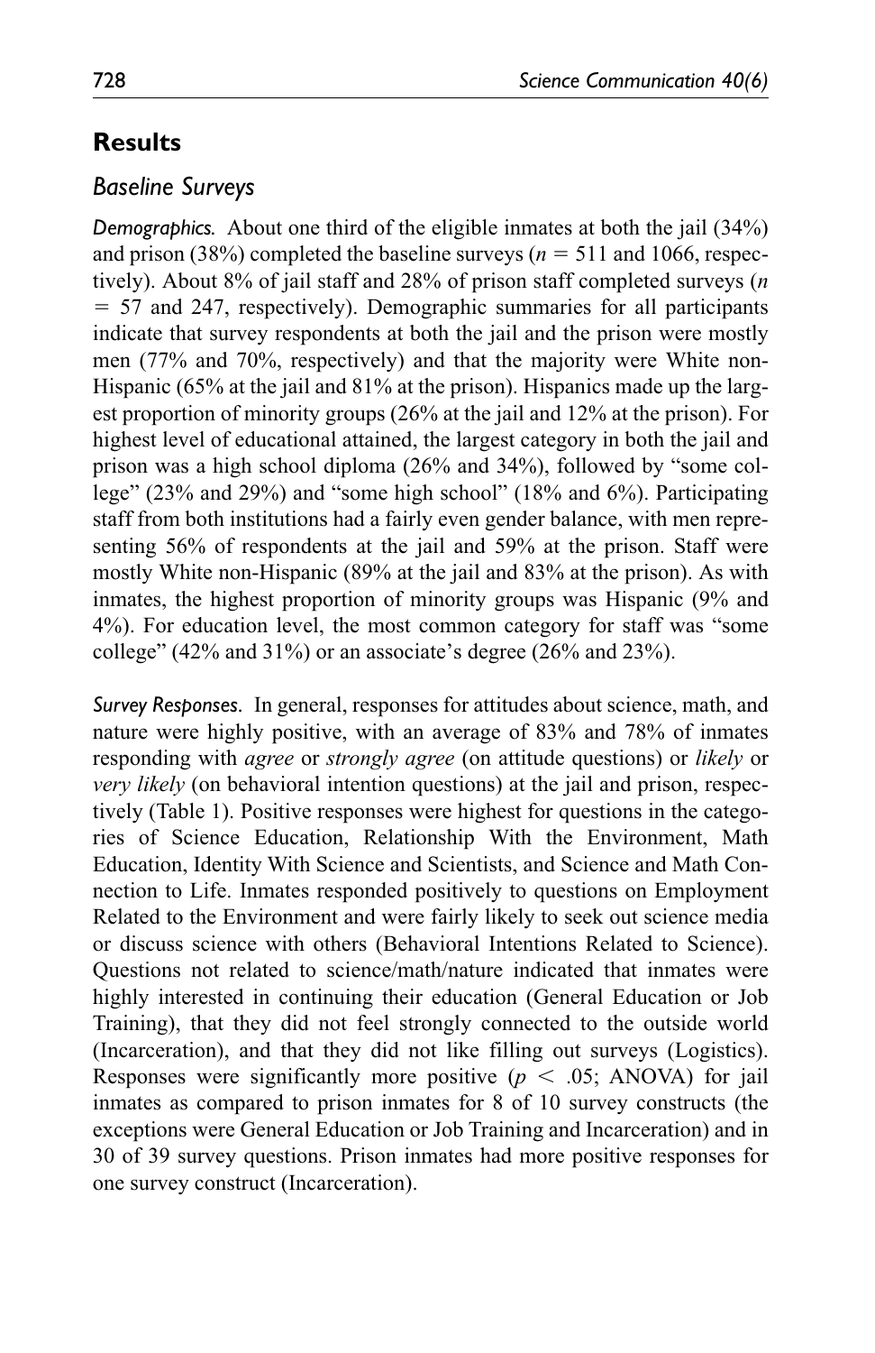## Results

### Baseline Surveys

*Demographics.* About one third of the eligible inmates at both the jail (34%) and prison (38%) completed the baseline surveys ($n$ = 511 and 1066, respectively). About 8% of jail staff and 28% of prison staff completed surveys ($n$ = 57 and 247, respectively). Demographic summaries for all participants indicate that survey respondents at both the jail and the prison were mostly men (77% and 70%, respectively) and that the majority were White non-Hispanic (65% at the jail and 81% at the prison). Hispanics made up the largest proportion of minority groups (26% at the jail and 12% at the prison). For highest level of educational attained, the largest category in both the jail and prison was a high school diploma (26% and 34%), followed by "some college" (23% and 29%) and "some high school" (18% and 6%). Participating staff from both institutions had a fairly even gender balance, with men representing 56% of respondents at the jail and 59% at the prison. Staff were mostly White non-Hispanic (89% at the jail and 83% at the prison). As with inmates, the highest proportion of minority groups was Hispanic (9% and 4%). For education level, the most common category for staff was "some college" (42% and 31%) or an associate's degree (26% and 23%).

*Survey Responses.* In general, responses for attitudes about science, math, and nature were highly positive, with an average of 83% and 78% of inmates responding with *agree* or *strongly agree* (on attitude questions) or *likely* or *very likely* (on behavioral intention questions) at the jail and prison, respectively (Table 1). Positive responses were highest for questions in the categories of Science Education, Relationship With the Environment, Math Education, Identity With Science and Scientists, and Science and Math Connection to Life. Inmates responded positively to questions on Employment Related to the Environment and were fairly likely to seek out science media or discuss science with others (Behavioral Intentions Related to Science). Questions not related to science/math/nature indicated that inmates were highly interested in continuing their education (General Education or Job Training), that they did not feel strongly connected to the outside world (Incarceration), and that they did not like filling out surveys (Logistics). Responses were significantly more positive ($p < .05$; ANOVA) for jail inmates as compared to prison inmates for 8 of 10 survey constructs (the exceptions were General Education or Job Training and Incarceration) and in 30 of 39 survey questions. Prison inmates had more positive responses for one survey construct (Incarceration).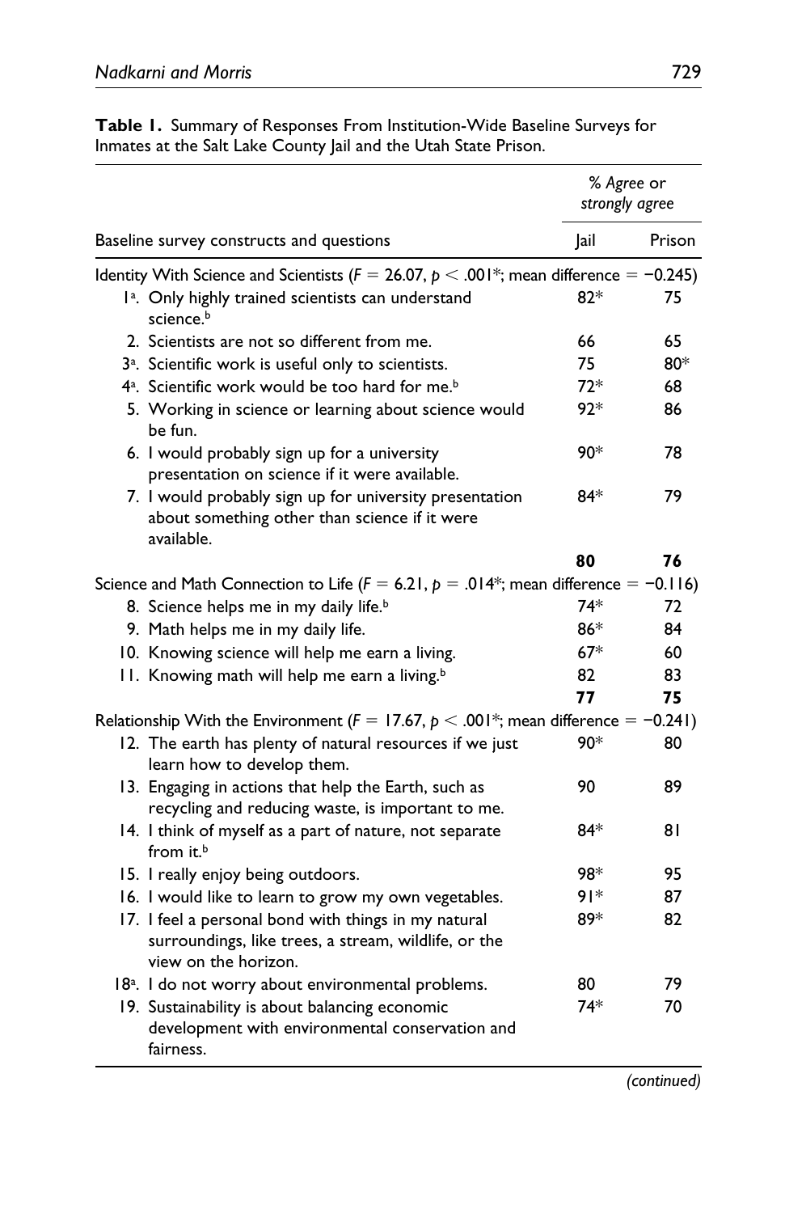**Table 1.** Summary of Responses From Institution-Wide Baseline Surveys for Inmates at the Salt Lake County Jail and the Utah State Prison.

| Baseline survey constructs and questions | % *Agree* or *strongly agree* | |
|---|---|---|
| | Jail | Prison |
| Identity With Science and Scientists ($F = 26.07$, $p < .001$*; mean difference = −0.245) | | |
| 1[a]. Only highly trained scientists can understand science.[b] | 82* | 75 |
| 2. Scientists are not so different from me. | 66 | 65 |
| 3[a]. Scientific work is useful only to scientists. | 75 | 80* |
| 4[a]. Scientific work would be too hard for me.[b] | 72* | 68 |
| 5. Working in science or learning about science would be fun. | 92* | 86 |
| 6. I would probably sign up for a university presentation on science if it were available. | 90* | 78 |
| 7. I would probably sign up for university presentation about something other than science if it were available. | 84* | 79 |
| | **80** | **76** |
| Science and Math Connection to Life ($F = 6.21$, $p = .014$*; mean difference = −0.116) | | |
| 8. Science helps me in my daily life.[b] | 74* | 72 |
| 9. Math helps me in my daily life. | 86* | 84 |
| 10. Knowing science will help me earn a living. | 67* | 60 |
| 11. Knowing math will help me earn a living.[b] | 82 | 83 |
| | **77** | **75** |
| Relationship With the Environment ($F = 17.67$, $p < .001$*; mean difference = −0.241) | | |
| 12. The earth has plenty of natural resources if we just learn how to develop them. | 90* | 80 |
| 13. Engaging in actions that help the Earth, such as recycling and reducing waste, is important to me. | 90 | 89 |
| 14. I think of myself as a part of nature, not separate from it.[b] | 84* | 81 |
| 15. I really enjoy being outdoors. | 98* | 95 |
| 16. I would like to learn to grow my own vegetables. | 91* | 87 |
| 17. I feel a personal bond with things in my natural surroundings, like trees, a stream, wildlife, or the view on the horizon. | 89* | 82 |
| 18[a]. I do not worry about environmental problems. | 80 | 79 |
| 19. Sustainability is about balancing economic development with environmental conservation and fairness. | 74* | 70 |

*(continued)*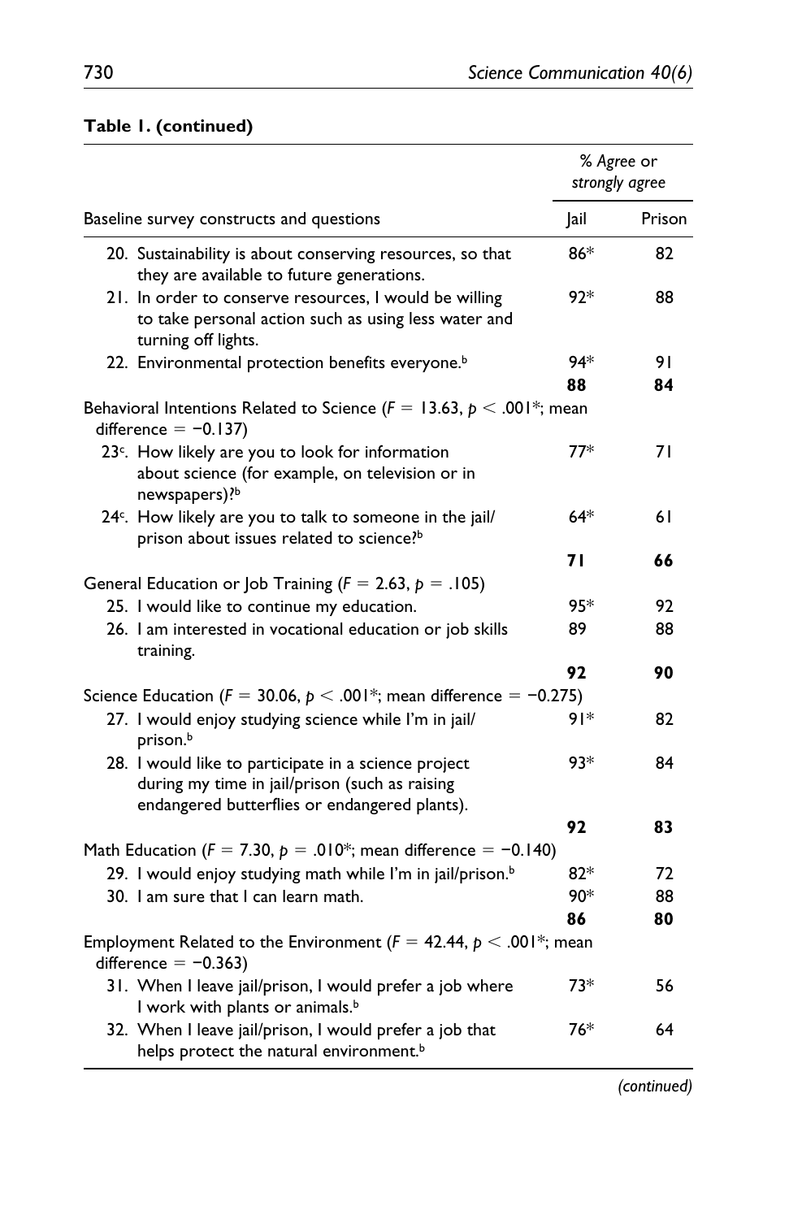**Table 1. (continued)**

| Baseline survey constructs and questions | % *Agree or strongly agree* | |
|---|---|---|
| | Jail | Prison |
| 20. Sustainability is about conserving resources, so that they are available to future generations. | 86* | 82 |
| 21. In order to conserve resources, I would be willing to take personal action such as using less water and turning off lights. | 92* | 88 |
| 22. Environmental protection benefits everyone.[b] | 94* | 91 |
| | **88** | **84** |
| Behavioral Intentions Related to Science ($F = 13.63$, $p < .001$*; mean difference = −0.137) | | |
| 23[c]. How likely are you to look for information about science (for example, on television or in newspapers)?[b] | 77* | 71 |
| 24[c]. How likely are you to talk to someone in the jail/prison about issues related to science?[b] | 64* | 61 |
| | **71** | **66** |
| General Education or Job Training ($F = 2.63$, $p = .105$) | | |
| 25. I would like to continue my education. | 95* | 92 |
| 26. I am interested in vocational education or job skills training. | 89 | 88 |
| | **92** | **90** |
| Science Education ($F = 30.06$, $p < .001$*; mean difference = −0.275) | | |
| 27. I would enjoy studying science while I'm in jail/prison.[b] | 91* | 82 |
| 28. I would like to participate in a science project during my time in jail/prison (such as raising endangered butterflies or endangered plants). | 93* | 84 |
| | **92** | **83** |
| Math Education ($F = 7.30$, $p = .010$*; mean difference = −0.140) | | |
| 29. I would enjoy studying math while I'm in jail/prison.[b] | 82* | 72 |
| 30. I am sure that I can learn math. | 90* | 88 |
| | **86** | **80** |
| Employment Related to the Environment ($F = 42.44$, $p < .001$*; mean difference = −0.363) | | |
| 31. When I leave jail/prison, I would prefer a job where I work with plants or animals.[b] | 73* | 56 |
| 32. When I leave jail/prison, I would prefer a job that helps protect the natural environment.[b] | 76* | 64 |

*(continued)*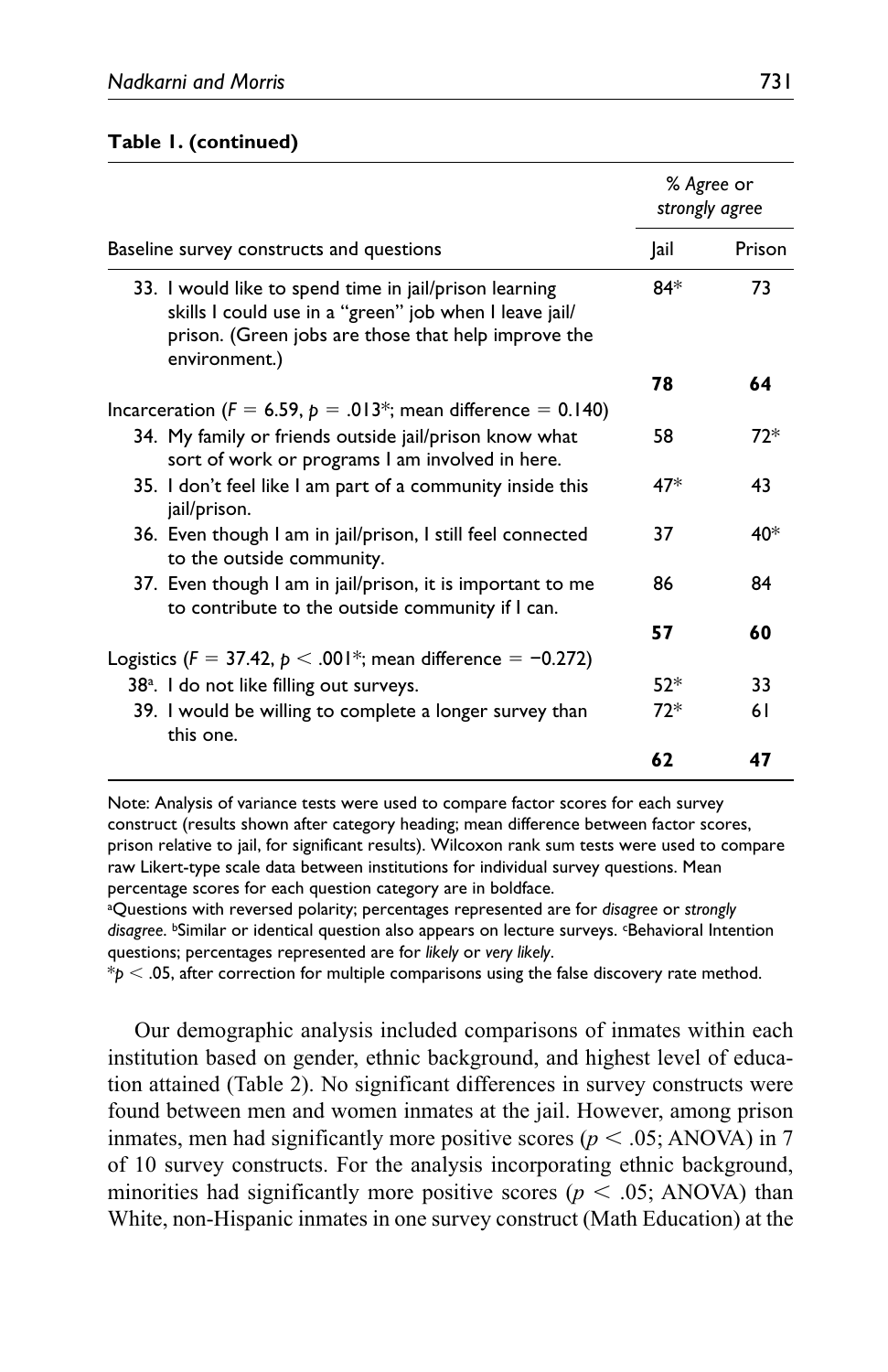**Table 1. (continued)**

| Baseline survey constructs and questions | % Agree or *strongly agree* | |
|---|---|---|
| | Jail | Prison |
| 33. I would like to spend time in jail/prison learning skills I could use in a "green" job when I leave jail/prison. (Green jobs are those that help improve the environment.) | 84* | 73 |
| | **78** | **64** |
| Incarceration ($F = 6.59$, $p = .013$*; mean difference = 0.140) | | |
| 34. My family or friends outside jail/prison know what sort of work or programs I am involved in here. | 58 | 72* |
| 35. I don't feel like I am part of a community inside this jail/prison. | 47* | 43 |
| 36. Even though I am in jail/prison, I still feel connected to the outside community. | 37 | 40* |
| 37. Even though I am in jail/prison, it is important to me to contribute to the outside community if I can. | 86 | 84 |
| | **57** | **60** |
| Logistics ($F = 37.42$, $p < .001$*; mean difference = −0.272) | | |
| 38[a]. I do not like filling out surveys. | 52* | 33 |
| 39. I would be willing to complete a longer survey than this one. | 72* | 61 |
| | **62** | **47** |

Note: Analysis of variance tests were used to compare factor scores for each survey construct (results shown after category heading; mean difference between factor scores, prison relative to jail, for significant results). Wilcoxon rank sum tests were used to compare raw Likert-type scale data between institutions for individual survey questions. Mean percentage scores for each question category are in boldface.
[a]Questions with reversed polarity; percentages represented are for *disagree* or *strongly disagree*. [b]Similar or identical question also appears on lecture surveys. [c]Behavioral Intention questions; percentages represented are for *likely* or *very likely*.
*$p < .05$, after correction for multiple comparisons using the false discovery rate method.

Our demographic analysis included comparisons of inmates within each institution based on gender, ethnic background, and highest level of education attained (Table 2). No significant differences in survey constructs were found between men and women inmates at the jail. However, among prison inmates, men had significantly more positive scores ($p < .05$; ANOVA) in 7 of 10 survey constructs. For the analysis incorporating ethnic background, minorities had significantly more positive scores ($p < .05$; ANOVA) than White, non-Hispanic inmates in one survey construct (Math Education) at the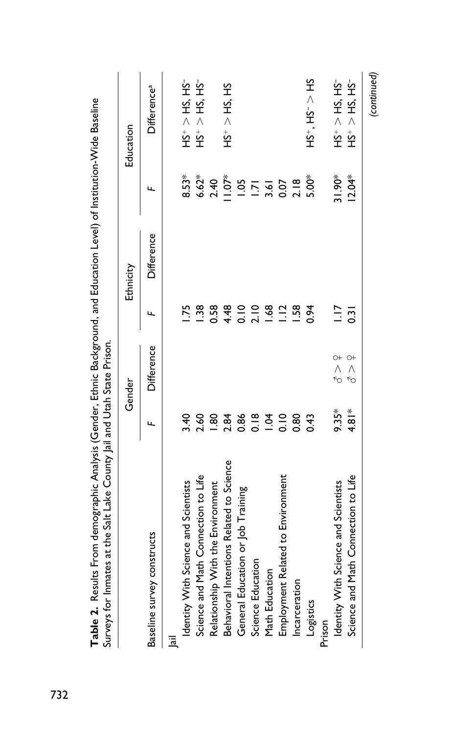**Table 2.** Results From demographic Analysis (Gender, Ethnic Background, and Education Level) of Institution-Wide Baseline Surveys for Inmates at the Salt Lake County Jail and Utah State Prison.

| Baseline survey constructs | Gender | | Ethnicity | | Education | |
|---|---|---|---|---|---|---|
| | *F* | Difference | *F* | Difference | *F* | Difference[a] |
| Jail | | | | | | |
| Identity With Science and Scientists | 3.40 | | 1.75 | | 8.53* | $HS^+ > HS, HS^-$ |
| Science and Math Connection to Life | 2.60 | | 1.38 | | 6.62* | $HS^+ > HS, HS^-$ |
| Relationship With the Environment | 1.80 | | 0.58 | | 2.40 | |
| Behavioral Intentions Related to Science | 2.84 | | 4.48 | | 11.07* | $HS^+ > HS, HS$ |
| General Education or Job Training | 0.86 | | 0.10 | | 1.05 | |
| Science Education | 0.18 | | 2.10 | | 1.71 | |
| Math Education | 1.04 | | 1.68 | | 3.61 | |
| Employment Related to Environment | 0.10 | | 1.12 | | 0.07 | |
| Incarceration | 0.80 | | 1.58 | | 2.18 | |
| Logistics | 0.43 | | 0.94 | | 5.00* | $HS^+, HS^- > HS$ |
| Prison | | | | | | |
| Identity With Science and Scientists | 9.35* | ♂ > ♀ | 1.17 | | 31.90* | $HS^+ > HS, HS^-$ |
| Science and Math Connection to Life | 4.81* | ♂ > ♀ | 0.31 | | 12.04* | $HS^+ > HS, HS^-$ |

*(continued)*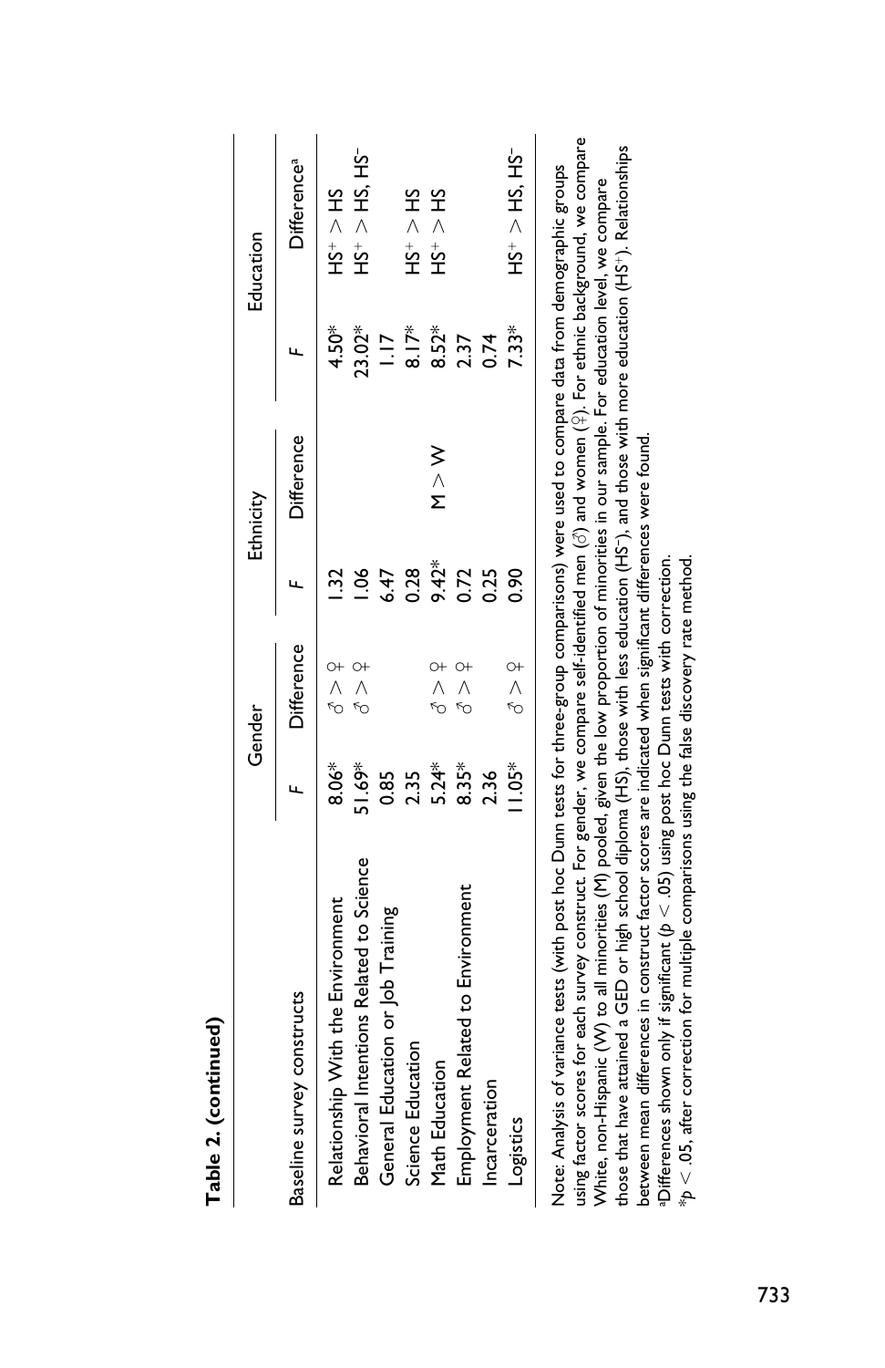**Table 2. (continued)**

| Baseline survey constructs | Gender | | Ethnicity | | Education | |
|---|---|---|---|---|---|---|
| | $F$ | Difference | $F$ | Difference | $F$ | Difference[a] |
| Relationship With the Environment | 8.06* | ♂ > ♀ | 1.32 | | 4.50* | $HS^+ > HS$ |
| Behavioral Intentions Related to Science | 51.69* | ♂ > ♀ | 1.06 | | 23.02* | $HS^+ > HS, HS^-$ |
| General Education or Job Training | 0.85 | | 6.47 | | 1.17 | |
| Science Education | 2.35 | | 0.28 | | 8.17* | $HS^+ > HS$ |
| Math Education | 5.24* | ♂ > ♀ | 9.42* | M > W | 8.52* | $HS^+ > HS$ |
| Employment Related to Environment | 8.35* | ♂ > ♀ | 0.72 | | 2.37 | |
| Incarceration | 2.36 | | 0.25 | | 0.74 | |
| Logistics | 11.05* | ♂ > ♀ | 0.90 | | 7.33* | $HS^+ > HS, HS^-$ |

Note: Analysis of variance tests (with post hoc Dunn tests for three-group comparisons) were used to compare data from demographic groups using factor scores for each survey construct. For gender, we compare self-identified men (♂) and women (♀). For ethnic background, we compare White, non-Hispanic (W) to all minorities (M) pooled, given the low proportion of minorities in our sample. For education level, we compare those that have attained a GED or high school diploma (HS), those with less education ($HS^-$), and those with more education ($HS^+$). Relationships between mean differences in construct factor scores are indicated when significant differences were found.

[a]Differences shown only if significant ($p < .05$) using post hoc Dunn tests with correction.

*$p < .05$, after correction for multiple comparisons using the false discovery rate method.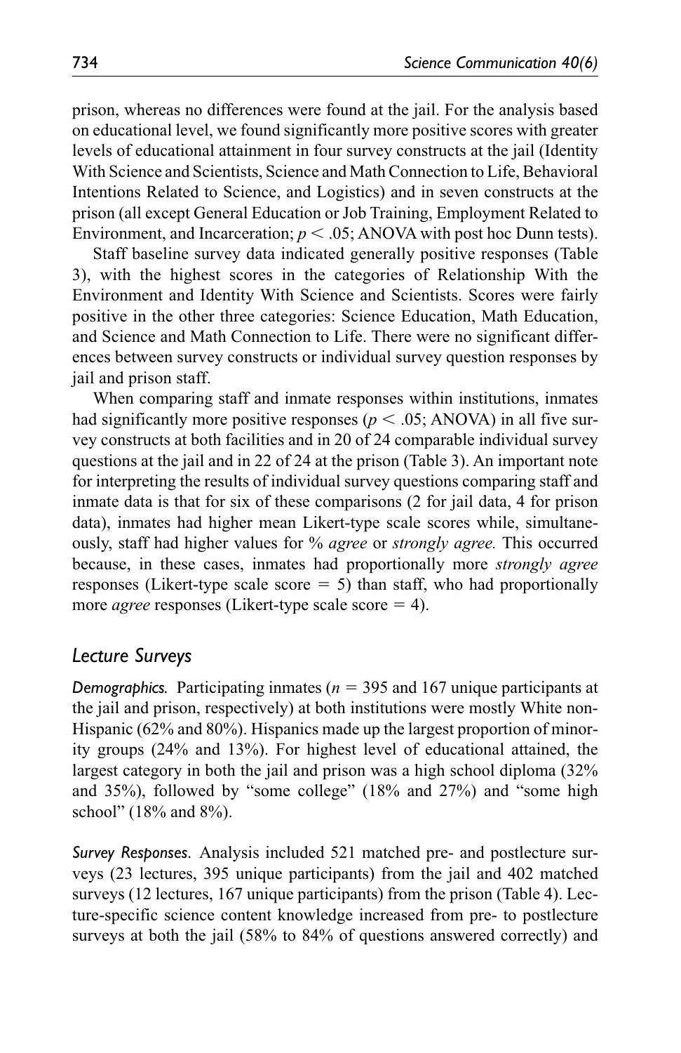prison, whereas no differences were found at the jail. For the analysis based on educational level, we found significantly more positive scores with greater levels of educational attainment in four survey constructs at the jail (Identity With Science and Scientists, Science and Math Connection to Life, Behavioral Intentions Related to Science, and Logistics) and in seven constructs at the prison (all except General Education or Job Training, Employment Related to Environment, and Incarceration; $p < .05$; ANOVA with post hoc Dunn tests).

Staff baseline survey data indicated generally positive responses (Table 3), with the highest scores in the categories of Relationship With the Environment and Identity With Science and Scientists. Scores were fairly positive in the other three categories: Science Education, Math Education, and Science and Math Connection to Life. There were no significant differences between survey constructs or individual survey question responses by jail and prison staff.

When comparing staff and inmate responses within institutions, inmates had significantly more positive responses ($p < .05$; ANOVA) in all five survey constructs at both facilities and in 20 of 24 comparable individual survey questions at the jail and in 22 of 24 at the prison (Table 3). An important note for interpreting the results of individual survey questions comparing staff and inmate data is that for six of these comparisons (2 for jail data, 4 for prison data), inmates had higher mean Likert-type scale scores while, simultaneously, staff had higher values for % *agree* or *strongly agree.* This occurred because, in these cases, inmates had proportionally more *strongly agree* responses (Likert-type scale score = 5) than staff, who had proportionally more *agree* responses (Likert-type scale score = 4).

## Lecture Surveys

***Demographics.*** Participating inmates ($n$ = 395 and 167 unique participants at the jail and prison, respectively) at both institutions were mostly White non-Hispanic (62% and 80%). Hispanics made up the largest proportion of minority groups (24% and 13%). For highest level of educational attained, the largest category in both the jail and prison was a high school diploma (32% and 35%), followed by "some college" (18% and 27%) and "some high school" (18% and 8%).

***Survey Responses.*** Analysis included 521 matched pre- and postlecture surveys (23 lectures, 395 unique participants) from the jail and 402 matched surveys (12 lectures, 167 unique participants) from the prison (Table 4). Lecture-specific science content knowledge increased from pre- to postlecture surveys at both the jail (58% to 84% of questions answered correctly) and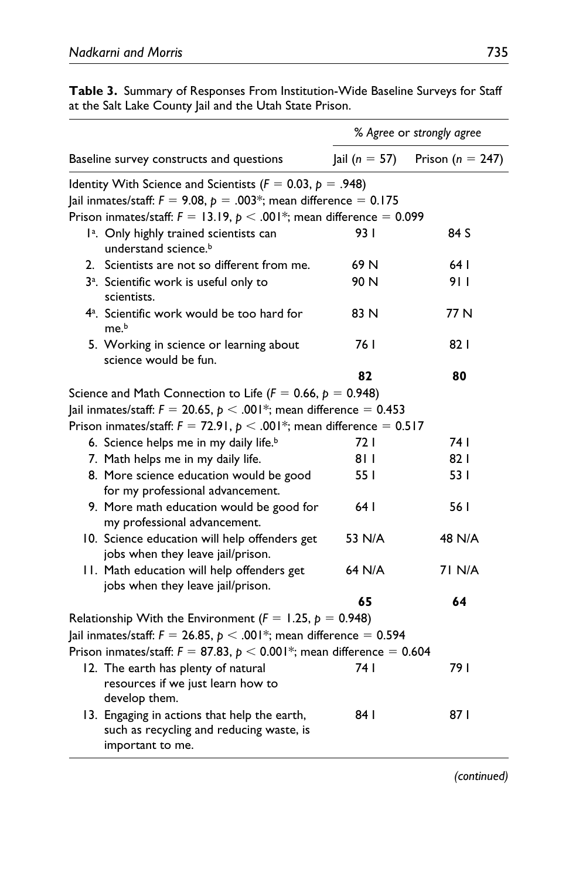**Table 3.** Summary of Responses From Institution-Wide Baseline Surveys for Staff at the Salt Lake County Jail and the Utah State Prison.

| Baseline survey constructs and questions | *% Agree* or *strongly agree* | |
|---|---|---|
| | Jail ($n$ = 57) | Prison ($n$ = 247) |
| Identity With Science and Scientists ($F$ = 0.03, $p$ = .948) | | |
| Jail inmates/staff: $F$ = 9.08, $p$ = .003*; mean difference = 0.175 | | |
| Prison inmates/staff: $F$ = 13.19, $p$ < .001*; mean difference = 0.099 | | |
| 1[a]. Only highly trained scientists can understand science.[b] | 93 I | 84 S |
| 2. Scientists are not so different from me. | 69 N | 64 I |
| 3[a]. Scientific work is useful only to scientists. | 90 N | 91 I |
| 4[a]. Scientific work would be too hard for me.[b] | 83 N | 77 N |
| 5. Working in science or learning about science would be fun. | 76 I | 82 I |
| | **82** | **80** |
| Science and Math Connection to Life ($F$ = 0.66, $p$ = 0.948) | | |
| Jail inmates/staff: $F$ = 20.65, $p$ < .001*; mean difference = 0.453 | | |
| Prison inmates/staff: $F$ = 72.91, $p$ < .001*; mean difference = 0.517 | | |
| 6. Science helps me in my daily life.[b] | 72 I | 74 I |
| 7. Math helps me in my daily life. | 81 I | 82 I |
| 8. More science education would be good for my professional advancement. | 55 I | 53 I |
| 9. More math education would be good for my professional advancement. | 64 I | 56 I |
| 10. Science education will help offenders get jobs when they leave jail/prison. | 53 N/A | 48 N/A |
| 11. Math education will help offenders get jobs when they leave jail/prison. | 64 N/A | 71 N/A |
| | **65** | **64** |
| Relationship With the Environment ($F$ = 1.25, $p$ = 0.948) | | |
| Jail inmates/staff: $F$ = 26.85, $p$ < .001*; mean difference = 0.594 | | |
| Prison inmates/staff: $F$ = 87.83, $p$ < 0.001*; mean difference = 0.604 | | |
| 12. The earth has plenty of natural resources if we just learn how to develop them. | 74 I | 79 I |
| 13. Engaging in actions that help the earth, such as recycling and reducing waste, is important to me. | 84 I | 87 I |

*(continued)*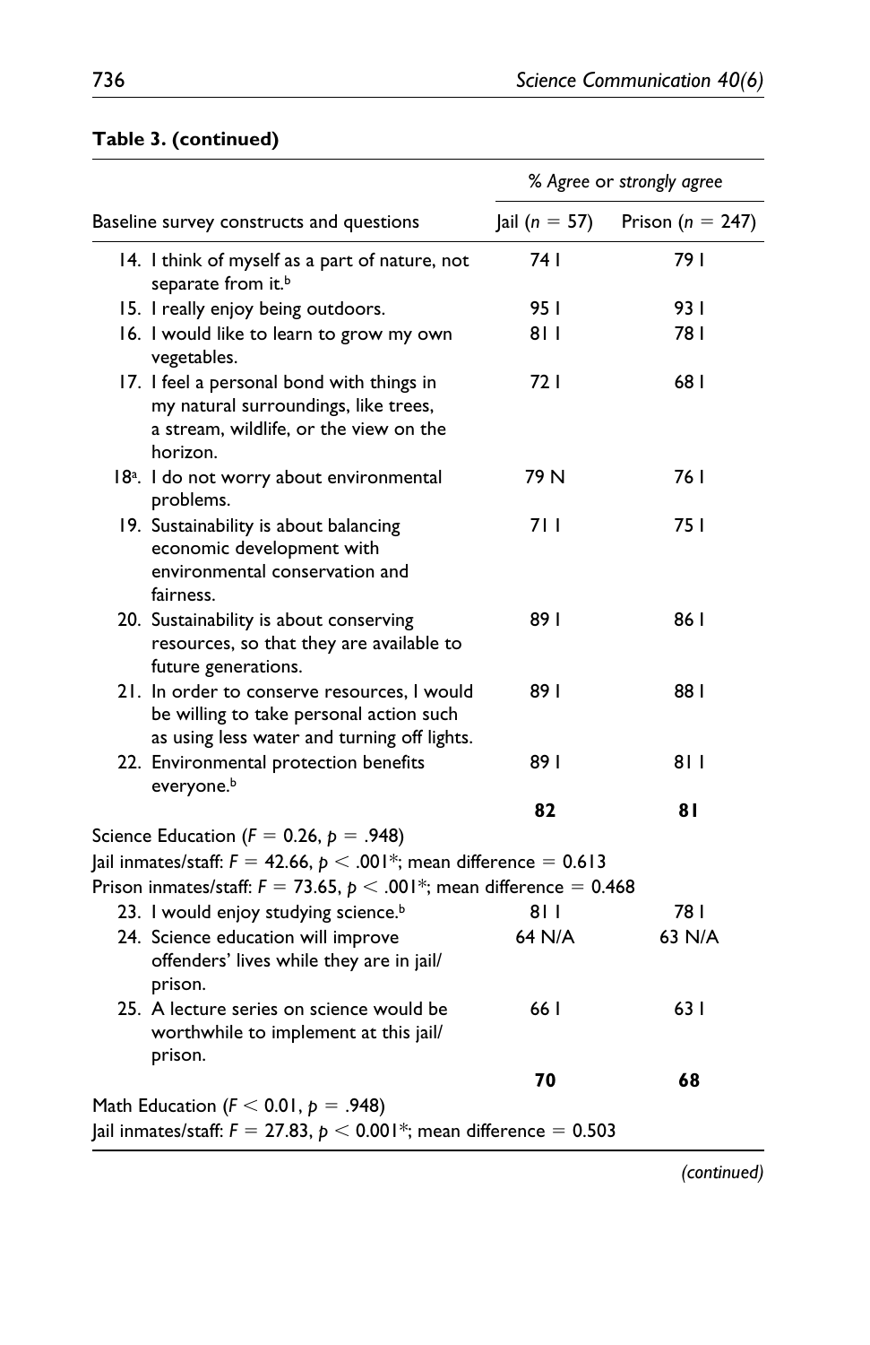**Table 3. (continued)**

| Baseline survey constructs and questions | *% Agree* or *strongly agree* | |
|---|---|---|
| | Jail ($n = 57$) | Prison ($n = 247$) |
| 14. I think of myself as a part of nature, not separate from it.[b] | 74 I | 79 I |
| 15. I really enjoy being outdoors. | 95 I | 93 I |
| 16. I would like to learn to grow my own vegetables. | 81 I | 78 I |
| 17. I feel a personal bond with things in my natural surroundings, like trees, a stream, wildlife, or the view on the horizon. | 72 I | 68 I |
| 18[a]. I do not worry about environmental problems. | 79 N | 76 I |
| 19. Sustainability is about balancing economic development with environmental conservation and fairness. | 71 I | 75 I |
| 20. Sustainability is about conserving resources, so that they are available to future generations. | 89 I | 86 I |
| 21. In order to conserve resources, I would be willing to take personal action such as using less water and turning off lights. | 89 I | 88 I |
| 22. Environmental protection benefits everyone.[b] | 89 I | 81 I |
| | **82** | **81** |
| Science Education ($F = 0.26$, $p = .948$) | | |
| Jail inmates/staff: $F = 42.66$, $p < .001$*; mean difference = 0.613 | | |
| Prison inmates/staff: $F = 73.65$, $p < .001$*; mean difference = 0.468 | | |
| 23. I would enjoy studying science.[b] | 81 I | 78 I |
| 24. Science education will improve offenders' lives while they are in jail/prison. | 64 N/A | 63 N/A |
| 25. A lecture series on science would be worthwhile to implement at this jail/prison. | 66 I | 63 I |
| | **70** | **68** |
| Math Education ($F < 0.01$, $p = .948$) | | |
| Jail inmates/staff: $F = 27.83$, $p < 0.001$*; mean difference = 0.503 | | |

*(continued)*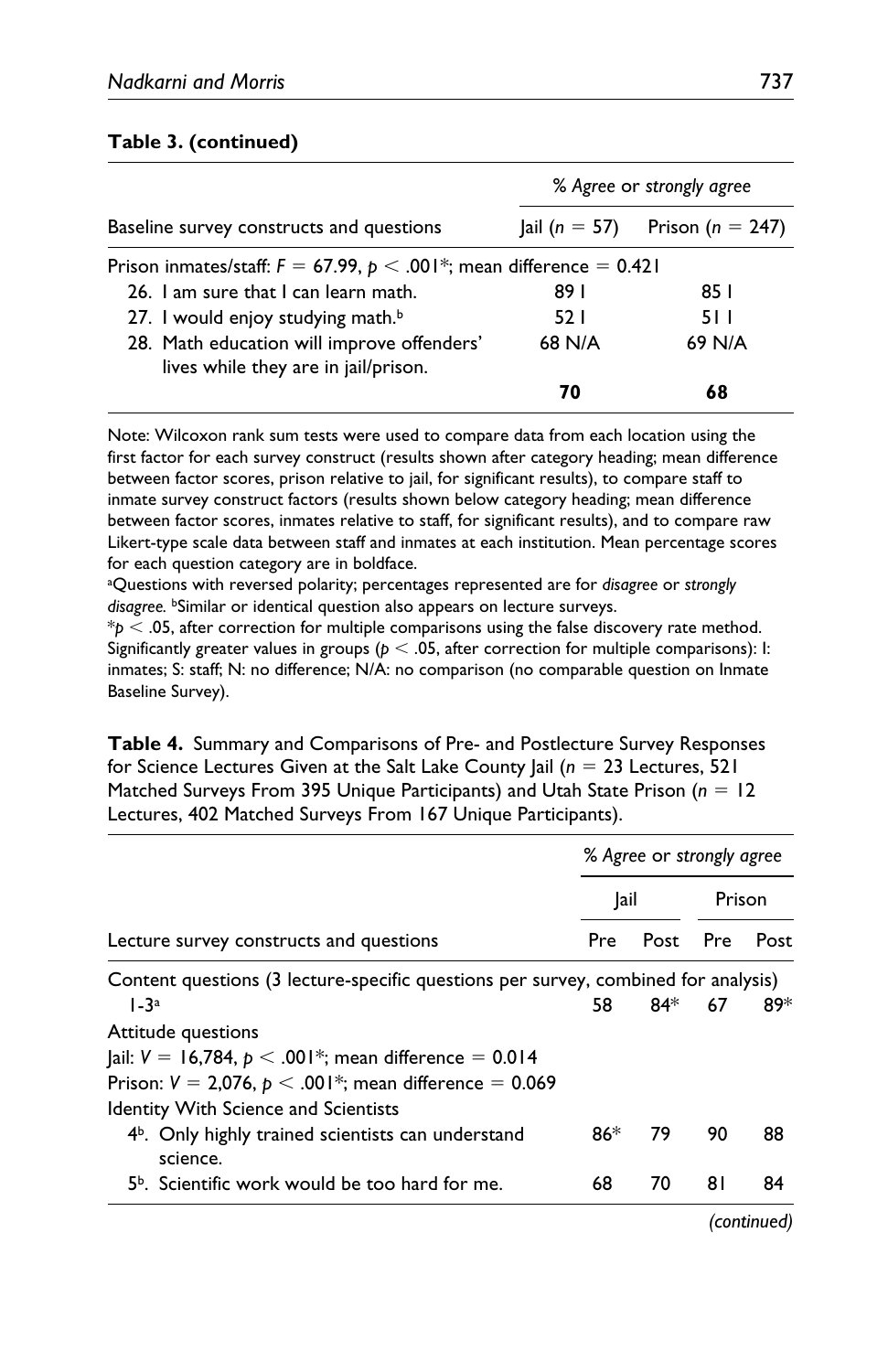**Table 3. (continued)**

| Baseline survey constructs and questions | % *Agree* or *strongly agree* | |
|---|---|---|
| | Jail ($n = 57$) | Prison ($n = 247$) |
| Prison inmates/staff: $F = 67.99$, $p < .001$*; mean difference = 0.421 | | |
| 26. I am sure that I can learn math. | 89 I | 85 I |
| 27. I would enjoy studying math.[b] | 52 I | 51 I |
| 28. Math education will improve offenders' lives while they are in jail/prison. | 68 N/A | 69 N/A |
| | **70** | **68** |

Note: Wilcoxon rank sum tests were used to compare data from each location using the first factor for each survey construct (results shown after category heading; mean difference between factor scores, prison relative to jail, for significant results), to compare staff to inmate survey construct factors (results shown below category heading; mean difference between factor scores, inmates relative to staff, for significant results), and to compare raw Likert-type scale data between staff and inmates at each institution. Mean percentage scores for each question category are in boldface.

[a]Questions with reversed polarity; percentages represented are for *disagree* or *strongly disagree*. [b]Similar or identical question also appears on lecture surveys.

*$p < .05$, after correction for multiple comparisons using the false discovery rate method. Significantly greater values in groups ($p < .05$, after correction for multiple comparisons): I: inmates; S: staff; N: no difference; N/A: no comparison (no comparable question on Inmate Baseline Survey).

**Table 4.** Summary and Comparisons of Pre- and Postlecture Survey Responses for Science Lectures Given at the Salt Lake County Jail ($n = 23$ Lectures, 521 Matched Surveys From 395 Unique Participants) and Utah State Prison ($n = 12$ Lectures, 402 Matched Surveys From 167 Unique Participants).

| Lecture survey constructs and questions | % *Agree* or *strongly agree* | | | |
|---|---|---|---|---|
| | Jail | | Prison | |
| | Pre | Post | Pre | Post |
| Content questions (3 lecture-specific questions per survey, combined for analysis) | | | | |
| 1-3[a] | 58 | 84* | 67 | 89* |
| Attitude questions | | | | |
| Jail: $V = 16{,}784$, $p < .001$*; mean difference = 0.014 | | | | |
| Prison: $V = 2{,}076$, $p < .001$*; mean difference = 0.069 | | | | |
| Identity With Science and Scientists | | | | |
| 4[b]. Only highly trained scientists can understand science. | 86* | 79 | 90 | 88 |
| 5[b]. Scientific work would be too hard for me. | 68 | 70 | 81 | 84 |

*(continued)*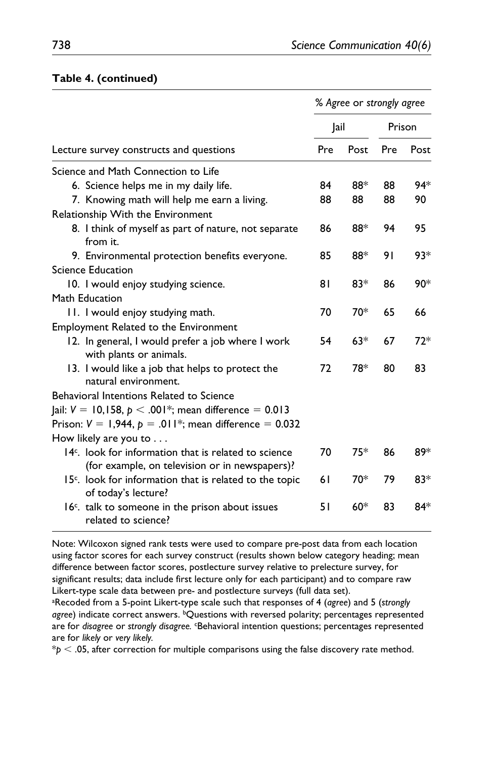**Table 4. (continued)**

| Lecture survey constructs and questions | % *Agree* or *strongly agree* | | | |
|---|---|---|---|---|
| | Jail | | Prison | |
| | Pre | Post | Pre | Post |
| Science and Math Connection to Life | | | | |
| 6. Science helps me in my daily life. | 84 | 88* | 88 | 94* |
| 7. Knowing math will help me earn a living. | 88 | 88 | 88 | 90 |
| Relationship With the Environment | | | | |
| 8. I think of myself as part of nature, not separate from it. | 86 | 88* | 94 | 95 |
| 9. Environmental protection benefits everyone. | 85 | 88* | 91 | 93* |
| Science Education | | | | |
| 10. I would enjoy studying science. | 81 | 83* | 86 | 90* |
| Math Education | | | | |
| 11. I would enjoy studying math. | 70 | 70* | 65 | 66 |
| Employment Related to the Environment | | | | |
| 12. In general, I would prefer a job where I work with plants or animals. | 54 | 63* | 67 | 72* |
| 13. I would like a job that helps to protect the natural environment. | 72 | 78* | 80 | 83 |
| Behavioral Intentions Related to Science | | | | |
| Jail: $V = 10{,}158$, $p < .001$*; mean difference = 0.013 | | | | |
| Prison: $V = 1{,}944$, $p = .011$*; mean difference = 0.032 | | | | |
| How likely are you to . . . | | | | |
| 14[c]. look for information that is related to science (for example, on television or in newspapers)? | 70 | 75* | 86 | 89* |
| 15[c]. look for information that is related to the topic of today's lecture? | 61 | 70* | 79 | 83* |
| 16[c]. talk to someone in the prison about issues related to science? | 51 | 60* | 83 | 84* |

Note: Wilcoxon signed rank tests were used to compare pre-post data from each location using factor scores for each survey construct (results shown below category heading; mean difference between factor scores, postlecture survey relative to prelecture survey, for significant results; data include first lecture only for each participant) and to compare raw Likert-type scale data between pre- and postlecture surveys (full data set).

[a]Recoded from a 5-point Likert-type scale such that responses of 4 (*agree*) and 5 (*strongly agree*) indicate correct answers. [b]Questions with reversed polarity; percentages represented are for *disagree* or *strongly disagree.* [c]Behavioral intention questions; percentages represented are for *likely* or *very likely*.

*$p < .05$, after correction for multiple comparisons using the false discovery rate method.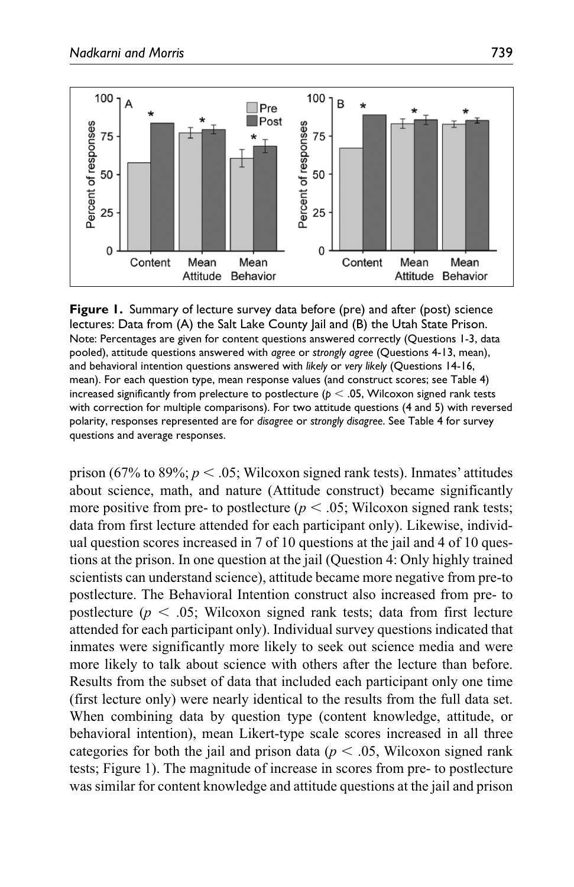**Figure 1.** Summary of lecture survey data before (pre) and after (post) science lectures: Data from (A) the Salt Lake County Jail and (B) the Utah State Prison.
Note: Percentages are given for content questions answered correctly (Questions 1-3, data pooled), attitude questions answered with *agree* or *strongly agree* (Questions 4-13, mean), and behavioral intention questions answered with *likely* or *very likely* (Questions 14-16, mean). For each question type, mean response values (and construct scores; see Table 4) increased significantly from prelecture to postlecture ($p < .05$, Wilcoxon signed rank tests with correction for multiple comparisons). For two attitude questions (4 and 5) with reversed polarity, responses represented are for *disagree* or *strongly disagree*. See Table 4 for survey questions and average responses.

prison (67% to 89%; $p < .05$; Wilcoxon signed rank tests). Inmates' attitudes about science, math, and nature (Attitude construct) became significantly more positive from pre- to postlecture ($p < .05$; Wilcoxon signed rank tests; data from first lecture attended for each participant only). Likewise, individual question scores increased in 7 of 10 questions at the jail and 4 of 10 questions at the prison. In one question at the jail (Question 4: Only highly trained scientists can understand science), attitude became more negative from pre-to postlecture. The Behavioral Intention construct also increased from pre- to postlecture ($p < .05$; Wilcoxon signed rank tests; data from first lecture attended for each participant only). Individual survey questions indicated that inmates were significantly more likely to seek out science media and were more likely to talk about science with others after the lecture than before. Results from the subset of data that included each participant only one time (first lecture only) were nearly identical to the results from the full data set. When combining data by question type (content knowledge, attitude, or behavioral intention), mean Likert-type scale scores increased in all three categories for both the jail and prison data ($p < .05$, Wilcoxon signed rank tests; Figure 1). The magnitude of increase in scores from pre- to postlecture was similar for content knowledge and attitude questions at the jail and prison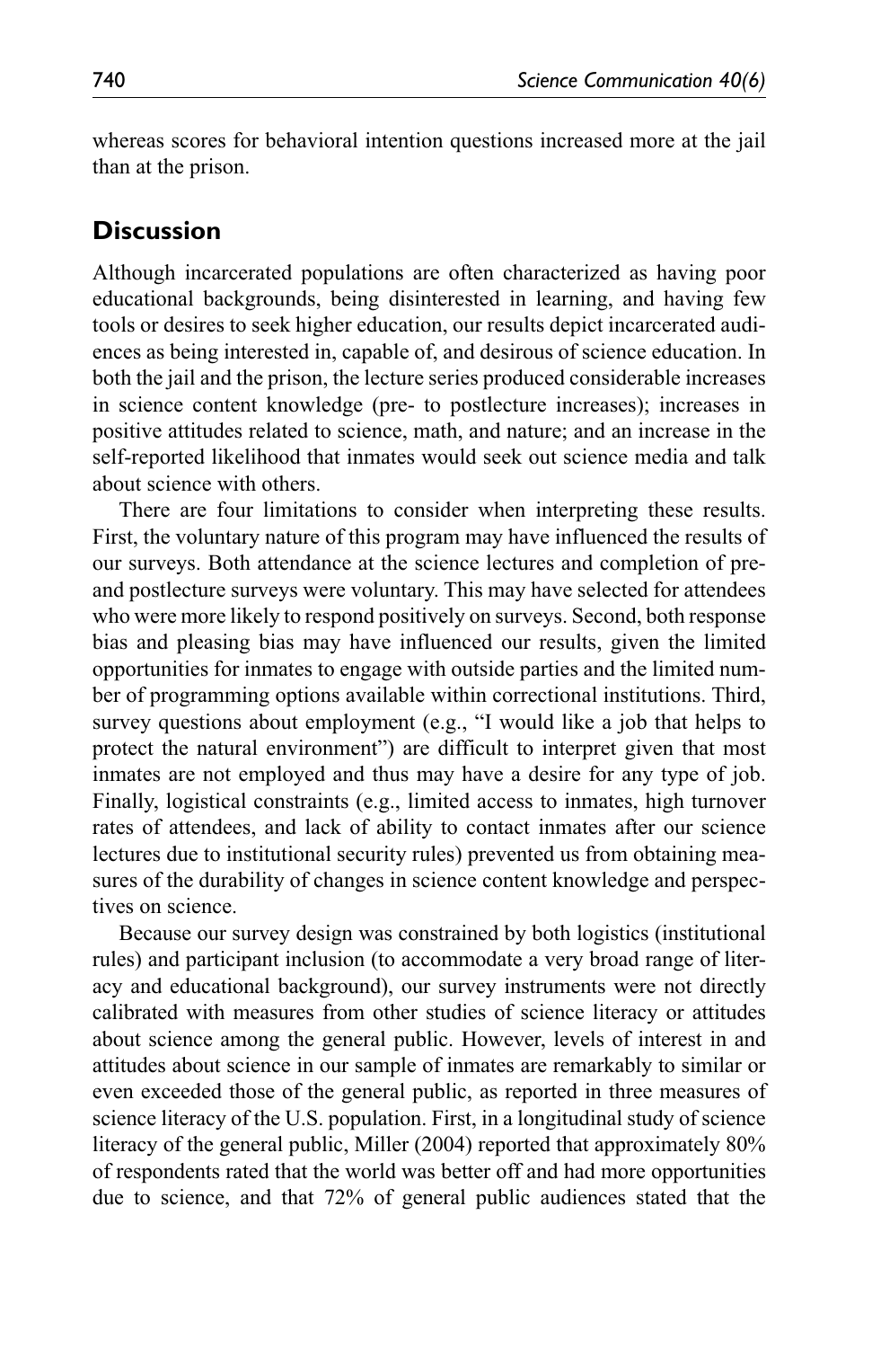whereas scores for behavioral intention questions increased more at the jail than at the prison.

## Discussion

Although incarcerated populations are often characterized as having poor educational backgrounds, being disinterested in learning, and having few tools or desires to seek higher education, our results depict incarcerated audiences as being interested in, capable of, and desirous of science education. In both the jail and the prison, the lecture series produced considerable increases in science content knowledge (pre- to postlecture increases); increases in positive attitudes related to science, math, and nature; and an increase in the self-reported likelihood that inmates would seek out science media and talk about science with others.

There are four limitations to consider when interpreting these results. First, the voluntary nature of this program may have influenced the results of our surveys. Both attendance at the science lectures and completion of pre- and postlecture surveys were voluntary. This may have selected for attendees who were more likely to respond positively on surveys. Second, both response bias and pleasing bias may have influenced our results, given the limited opportunities for inmates to engage with outside parties and the limited number of programming options available within correctional institutions. Third, survey questions about employment (e.g., "I would like a job that helps to protect the natural environment") are difficult to interpret given that most inmates are not employed and thus may have a desire for any type of job. Finally, logistical constraints (e.g., limited access to inmates, high turnover rates of attendees, and lack of ability to contact inmates after our science lectures due to institutional security rules) prevented us from obtaining measures of the durability of changes in science content knowledge and perspectives on science.

Because our survey design was constrained by both logistics (institutional rules) and participant inclusion (to accommodate a very broad range of literacy and educational background), our survey instruments were not directly calibrated with measures from other studies of science literacy or attitudes about science among the general public. However, levels of interest in and attitudes about science in our sample of inmates are remarkably to similar or even exceeded those of the general public, as reported in three measures of science literacy of the U.S. population. First, in a longitudinal study of science literacy of the general public, Miller (2004) reported that approximately 80% of respondents rated that the world was better off and had more opportunities due to science, and that 72% of general public audiences stated that the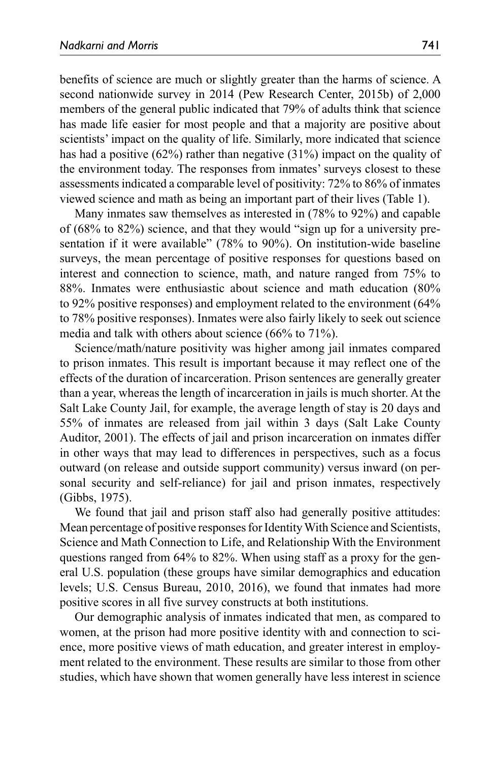benefits of science are much or slightly greater than the harms of science. A second nationwide survey in 2014 (Pew Research Center, 2015b) of 2,000 members of the general public indicated that 79% of adults think that science has made life easier for most people and that a majority are positive about scientists' impact on the quality of life. Similarly, more indicated that science has had a positive (62%) rather than negative (31%) impact on the quality of the environment today. The responses from inmates' surveys closest to these assessments indicated a comparable level of positivity: 72% to 86% of inmates viewed science and math as being an important part of their lives (Table 1).

Many inmates saw themselves as interested in (78% to 92%) and capable of (68% to 82%) science, and that they would "sign up for a university presentation if it were available" (78% to 90%). On institution-wide baseline surveys, the mean percentage of positive responses for questions based on interest and connection to science, math, and nature ranged from 75% to 88%. Inmates were enthusiastic about science and math education (80% to 92% positive responses) and employment related to the environment (64% to 78% positive responses). Inmates were also fairly likely to seek out science media and talk with others about science (66% to 71%).

Science/math/nature positivity was higher among jail inmates compared to prison inmates. This result is important because it may reflect one of the effects of the duration of incarceration. Prison sentences are generally greater than a year, whereas the length of incarceration in jails is much shorter. At the Salt Lake County Jail, for example, the average length of stay is 20 days and 55% of inmates are released from jail within 3 days (Salt Lake County Auditor, 2001). The effects of jail and prison incarceration on inmates differ in other ways that may lead to differences in perspectives, such as a focus outward (on release and outside support community) versus inward (on personal security and self-reliance) for jail and prison inmates, respectively (Gibbs, 1975).

We found that jail and prison staff also had generally positive attitudes: Mean percentage of positive responses for Identity With Science and Scientists, Science and Math Connection to Life, and Relationship With the Environment questions ranged from 64% to 82%. When using staff as a proxy for the general U.S. population (these groups have similar demographics and education levels; U.S. Census Bureau, 2010, 2016), we found that inmates had more positive scores in all five survey constructs at both institutions.

Our demographic analysis of inmates indicated that men, as compared to women, at the prison had more positive identity with and connection to science, more positive views of math education, and greater interest in employment related to the environment. These results are similar to those from other studies, which have shown that women generally have less interest in science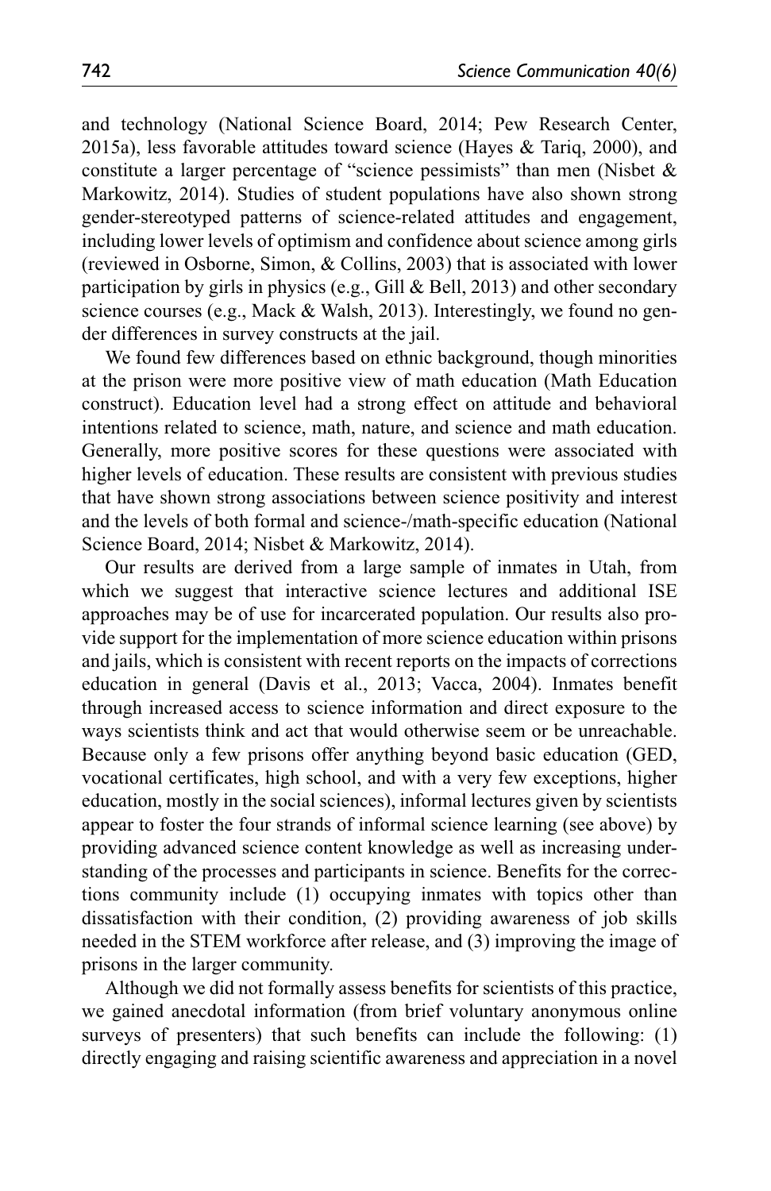and technology (National Science Board, 2014; Pew Research Center, 2015a), less favorable attitudes toward science (Hayes & Tariq, 2000), and constitute a larger percentage of "science pessimists" than men (Nisbet & Markowitz, 2014). Studies of student populations have also shown strong gender-stereotyped patterns of science-related attitudes and engagement, including lower levels of optimism and confidence about science among girls (reviewed in Osborne, Simon, & Collins, 2003) that is associated with lower participation by girls in physics (e.g., Gill & Bell, 2013) and other secondary science courses (e.g., Mack & Walsh, 2013). Interestingly, we found no gender differences in survey constructs at the jail.

We found few differences based on ethnic background, though minorities at the prison were more positive view of math education (Math Education construct). Education level had a strong effect on attitude and behavioral intentions related to science, math, nature, and science and math education. Generally, more positive scores for these questions were associated with higher levels of education. These results are consistent with previous studies that have shown strong associations between science positivity and interest and the levels of both formal and science-/math-specific education (National Science Board, 2014; Nisbet & Markowitz, 2014).

Our results are derived from a large sample of inmates in Utah, from which we suggest that interactive science lectures and additional ISE approaches may be of use for incarcerated population. Our results also provide support for the implementation of more science education within prisons and jails, which is consistent with recent reports on the impacts of corrections education in general (Davis et al., 2013; Vacca, 2004). Inmates benefit through increased access to science information and direct exposure to the ways scientists think and act that would otherwise seem or be unreachable. Because only a few prisons offer anything beyond basic education (GED, vocational certificates, high school, and with a very few exceptions, higher education, mostly in the social sciences), informal lectures given by scientists appear to foster the four strands of informal science learning (see above) by providing advanced science content knowledge as well as increasing understanding of the processes and participants in science. Benefits for the corrections community include (1) occupying inmates with topics other than dissatisfaction with their condition, (2) providing awareness of job skills needed in the STEM workforce after release, and (3) improving the image of prisons in the larger community.

Although we did not formally assess benefits for scientists of this practice, we gained anecdotal information (from brief voluntary anonymous online surveys of presenters) that such benefits can include the following: (1) directly engaging and raising scientific awareness and appreciation in a novel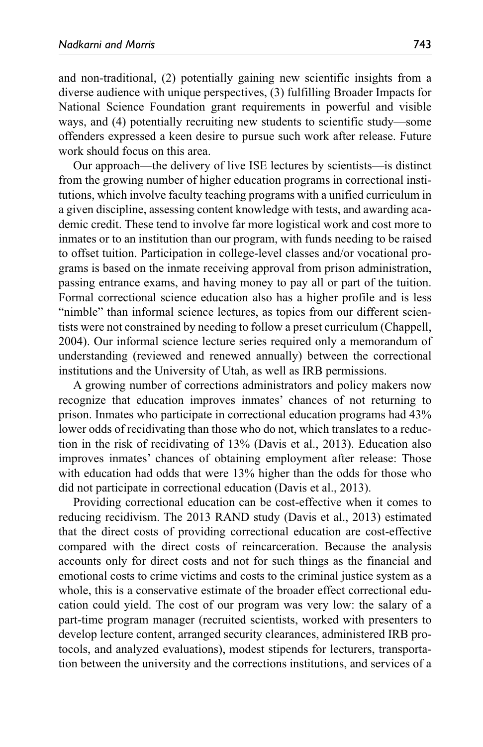and non-traditional, (2) potentially gaining new scientific insights from a diverse audience with unique perspectives, (3) fulfilling Broader Impacts for National Science Foundation grant requirements in powerful and visible ways, and (4) potentially recruiting new students to scientific study—some offenders expressed a keen desire to pursue such work after release. Future work should focus on this area.

Our approach—the delivery of live ISE lectures by scientists—is distinct from the growing number of higher education programs in correctional institutions, which involve faculty teaching programs with a unified curriculum in a given discipline, assessing content knowledge with tests, and awarding academic credit. These tend to involve far more logistical work and cost more to inmates or to an institution than our program, with funds needing to be raised to offset tuition. Participation in college-level classes and/or vocational programs is based on the inmate receiving approval from prison administration, passing entrance exams, and having money to pay all or part of the tuition. Formal correctional science education also has a higher profile and is less "nimble" than informal science lectures, as topics from our different scientists were not constrained by needing to follow a preset curriculum (Chappell, 2004). Our informal science lecture series required only a memorandum of understanding (reviewed and renewed annually) between the correctional institutions and the University of Utah, as well as IRB permissions.

A growing number of corrections administrators and policy makers now recognize that education improves inmates' chances of not returning to prison. Inmates who participate in correctional education programs had 43% lower odds of recidivating than those who do not, which translates to a reduction in the risk of recidivating of 13% (Davis et al., 2013). Education also improves inmates' chances of obtaining employment after release: Those with education had odds that were 13% higher than the odds for those who did not participate in correctional education (Davis et al., 2013).

Providing correctional education can be cost-effective when it comes to reducing recidivism. The 2013 RAND study (Davis et al., 2013) estimated that the direct costs of providing correctional education are cost-effective compared with the direct costs of reincarceration. Because the analysis accounts only for direct costs and not for such things as the financial and emotional costs to crime victims and costs to the criminal justice system as a whole, this is a conservative estimate of the broader effect correctional education could yield. The cost of our program was very low: the salary of a part-time program manager (recruited scientists, worked with presenters to develop lecture content, arranged security clearances, administered IRB protocols, and analyzed evaluations), modest stipends for lecturers, transportation between the university and the corrections institutions, and services of a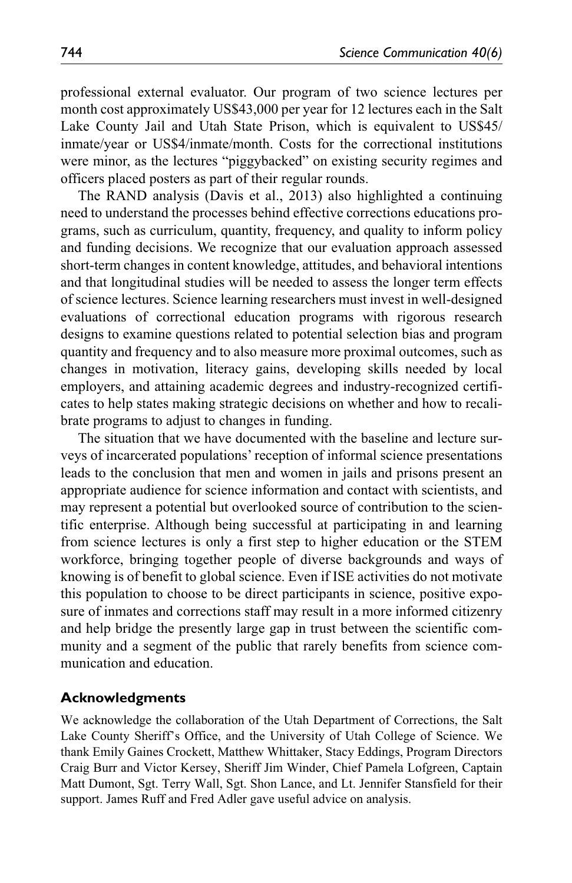professional external evaluator. Our program of two science lectures per month cost approximately US$43,000 per year for 12 lectures each in the Salt Lake County Jail and Utah State Prison, which is equivalent to US$45/inmate/year or US$4/inmate/month. Costs for the correctional institutions were minor, as the lectures "piggybacked" on existing security regimes and officers placed posters as part of their regular rounds.

The RAND analysis (Davis et al., 2013) also highlighted a continuing need to understand the processes behind effective corrections educations programs, such as curriculum, quantity, frequency, and quality to inform policy and funding decisions. We recognize that our evaluation approach assessed short-term changes in content knowledge, attitudes, and behavioral intentions and that longitudinal studies will be needed to assess the longer term effects of science lectures. Science learning researchers must invest in well-designed evaluations of correctional education programs with rigorous research designs to examine questions related to potential selection bias and program quantity and frequency and to also measure more proximal outcomes, such as changes in motivation, literacy gains, developing skills needed by local employers, and attaining academic degrees and industry-recognized certificates to help states making strategic decisions on whether and how to recalibrate programs to adjust to changes in funding.

The situation that we have documented with the baseline and lecture surveys of incarcerated populations' reception of informal science presentations leads to the conclusion that men and women in jails and prisons present an appropriate audience for science information and contact with scientists, and may represent a potential but overlooked source of contribution to the scientific enterprise. Although being successful at participating in and learning from science lectures is only a first step to higher education or the STEM workforce, bringing together people of diverse backgrounds and ways of knowing is of benefit to global science. Even if ISE activities do not motivate this population to choose to be direct participants in science, positive exposure of inmates and corrections staff may result in a more informed citizenry and help bridge the presently large gap in trust between the scientific community and a segment of the public that rarely benefits from science communication and education.

## Acknowledgments

We acknowledge the collaboration of the Utah Department of Corrections, the Salt Lake County Sheriff's Office, and the University of Utah College of Science. We thank Emily Gaines Crockett, Matthew Whittaker, Stacy Eddings, Program Directors Craig Burr and Victor Kersey, Sheriff Jim Winder, Chief Pamela Lofgreen, Captain Matt Dumont, Sgt. Terry Wall, Sgt. Shon Lance, and Lt. Jennifer Stansfield for their support. James Ruff and Fred Adler gave useful advice on analysis.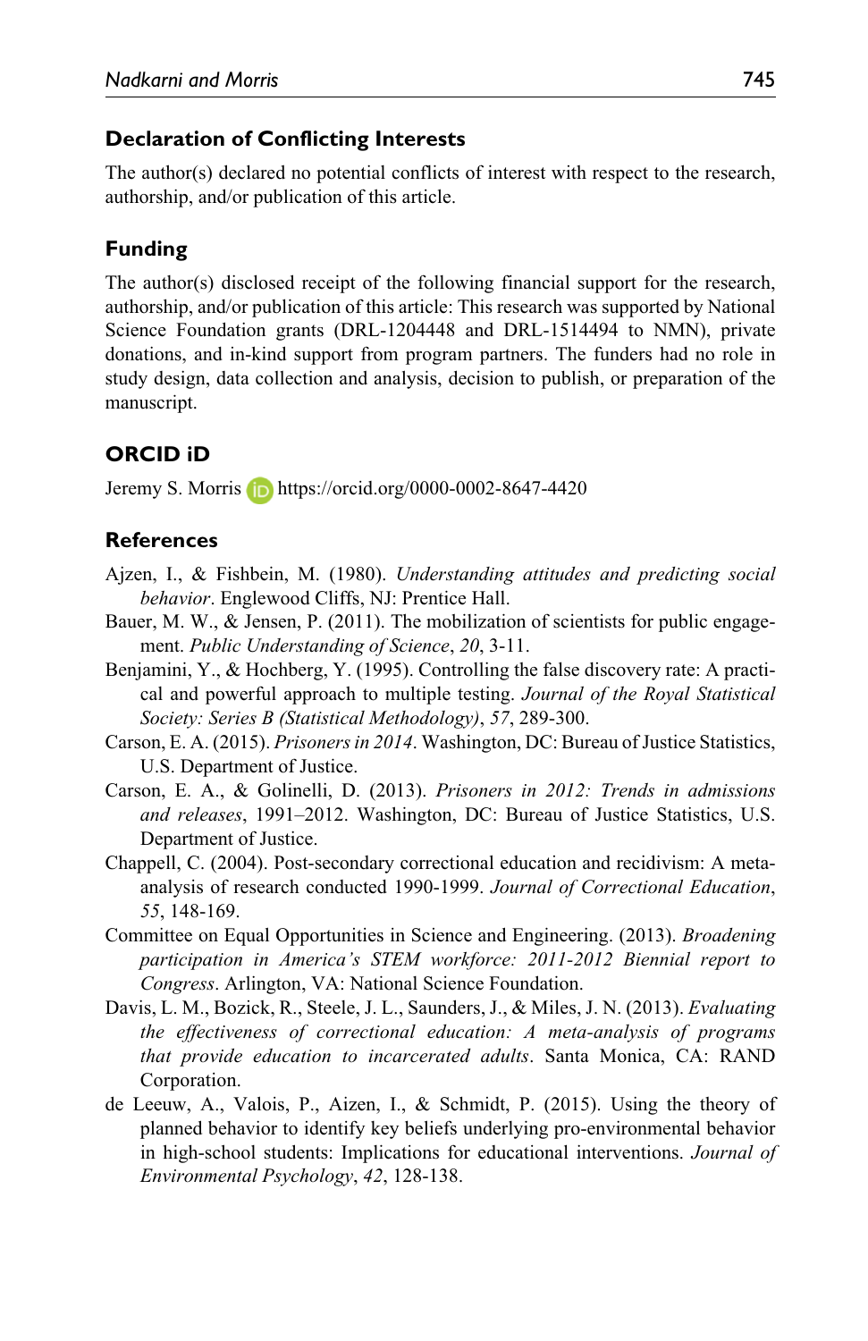## Declaration of Conflicting Interests

The author(s) declared no potential conflicts of interest with respect to the research, authorship, and/or publication of this article.

## Funding

The author(s) disclosed receipt of the following financial support for the research, authorship, and/or publication of this article: This research was supported by National Science Foundation grants (DRL-1204448 and DRL-1514494 to NMN), private donations, and in-kind support from program partners. The funders had no role in study design, data collection and analysis, decision to publish, or preparation of the manuscript.

## ORCID iD

Jeremy S. Morris https://orcid.org/0000-0002-8647-4420

## References

Ajzen, I., & Fishbein, M. (1980). *Understanding attitudes and predicting social behavior*. Englewood Cliffs, NJ: Prentice Hall.

Bauer, M. W., & Jensen, P. (2011). The mobilization of scientists for public engagement. *Public Understanding of Science*, *20*, 3-11.

Benjamini, Y., & Hochberg, Y. (1995). Controlling the false discovery rate: A practical and powerful approach to multiple testing. *Journal of the Royal Statistical Society: Series B (Statistical Methodology)*, *57*, 289-300.

Carson, E. A. (2015). *Prisoners in 2014*. Washington, DC: Bureau of Justice Statistics, U.S. Department of Justice.

Carson, E. A., & Golinelli, D. (2013). *Prisoners in 2012: Trends in admissions and releases*, 1991–2012. Washington, DC: Bureau of Justice Statistics, U.S. Department of Justice.

Chappell, C. (2004). Post-secondary correctional education and recidivism: A meta-analysis of research conducted 1990-1999. *Journal of Correctional Education*, *55*, 148-169.

Committee on Equal Opportunities in Science and Engineering. (2013). *Broadening participation in America's STEM workforce: 2011-2012 Biennial report to Congress*. Arlington, VA: National Science Foundation.

Davis, L. M., Bozick, R., Steele, J. L., Saunders, J., & Miles, J. N. (2013). *Evaluating the effectiveness of correctional education: A meta-analysis of programs that provide education to incarcerated adults*. Santa Monica, CA: RAND Corporation.

de Leeuw, A., Valois, P., Aizen, I., & Schmidt, P. (2015). Using the theory of planned behavior to identify key beliefs underlying pro-environmental behavior in high-school students: Implications for educational interventions. *Journal of Environmental Psychology*, *42*, 128-138.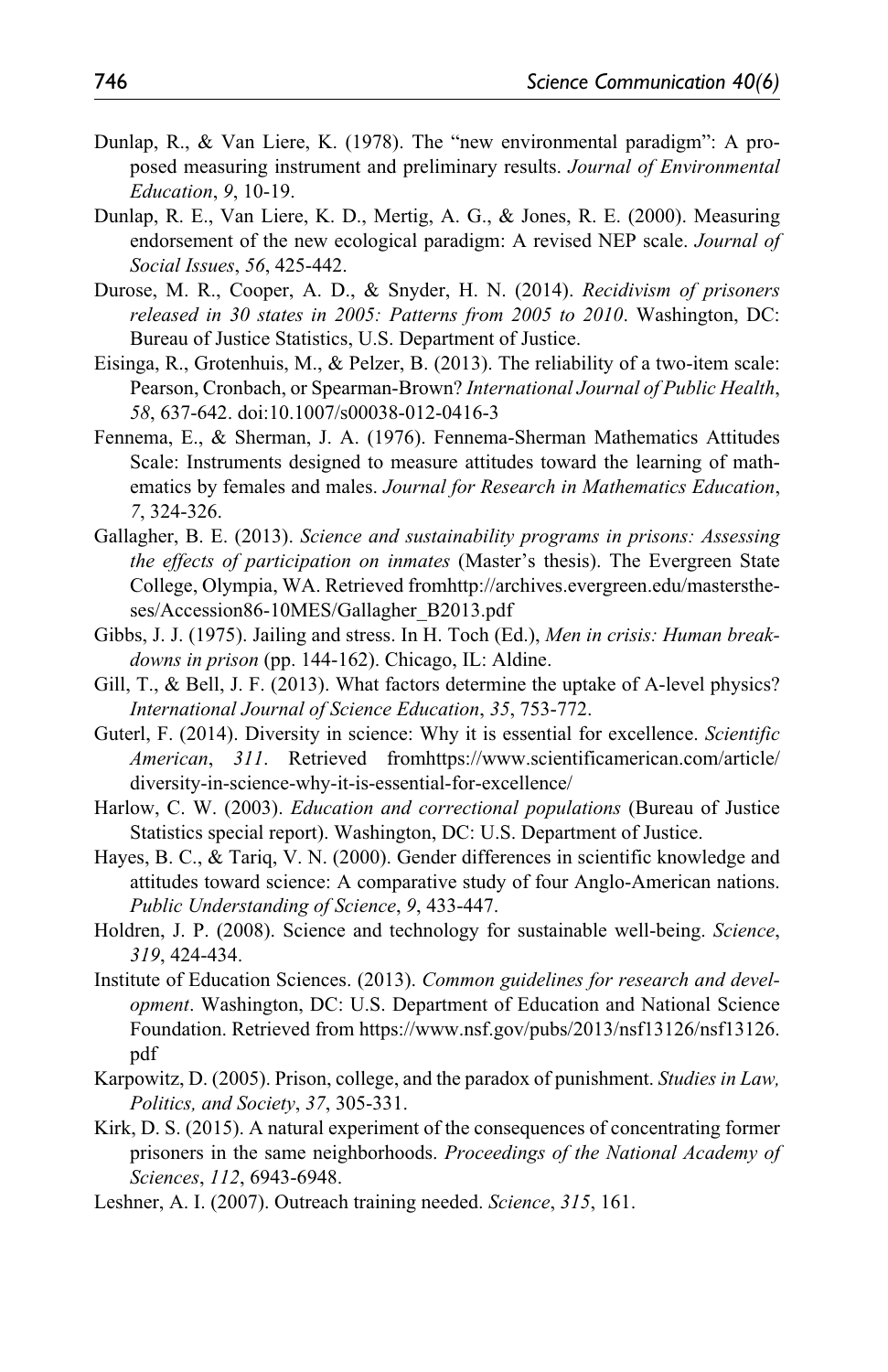Dunlap, R., & Van Liere, K. (1978). The "new environmental paradigm": A proposed measuring instrument and preliminary results. *Journal of Environmental Education*, *9*, 10-19.

Dunlap, R. E., Van Liere, K. D., Mertig, A. G., & Jones, R. E. (2000). Measuring endorsement of the new ecological paradigm: A revised NEP scale. *Journal of Social Issues*, *56*, 425-442.

Durose, M. R., Cooper, A. D., & Snyder, H. N. (2014). *Recidivism of prisoners released in 30 states in 2005: Patterns from 2005 to 2010*. Washington, DC: Bureau of Justice Statistics, U.S. Department of Justice.

Eisinga, R., Grotenhuis, M., & Pelzer, B. (2013). The reliability of a two-item scale: Pearson, Cronbach, or Spearman-Brown? *International Journal of Public Health*, *58*, 637-642. doi:10.1007/s00038-012-0416-3

Fennema, E., & Sherman, J. A. (1976). Fennema-Sherman Mathematics Attitudes Scale: Instruments designed to measure attitudes toward the learning of mathematics by females and males. *Journal for Research in Mathematics Education*, *7*, 324-326.

Gallagher, B. E. (2013). *Science and sustainability programs in prisons: Assessing the effects of participation on inmates* (Master's thesis). The Evergreen State College, Olympia, WA. Retrieved fromhttp://archives.evergreen.edu/masterstheses/Accession86-10MES/Gallagher_B2013.pdf

Gibbs, J. J. (1975). Jailing and stress. In H. Toch (Ed.), *Men in crisis: Human breakdowns in prison* (pp. 144-162). Chicago, IL: Aldine.

Gill, T., & Bell, J. F. (2013). What factors determine the uptake of A-level physics? *International Journal of Science Education*, *35*, 753-772.

Guterl, F. (2014). Diversity in science: Why it is essential for excellence. *Scientific American*, *311*. Retrieved fromhttps://www.scientificamerican.com/article/diversity-in-science-why-it-is-essential-for-excellence/

Harlow, C. W. (2003). *Education and correctional populations* (Bureau of Justice Statistics special report). Washington, DC: U.S. Department of Justice.

Hayes, B. C., & Tariq, V. N. (2000). Gender differences in scientific knowledge and attitudes toward science: A comparative study of four Anglo-American nations. *Public Understanding of Science*, *9*, 433-447.

Holdren, J. P. (2008). Science and technology for sustainable well-being. *Science*, *319*, 424-434.

Institute of Education Sciences. (2013). *Common guidelines for research and development*. Washington, DC: U.S. Department of Education and National Science Foundation. Retrieved from https://www.nsf.gov/pubs/2013/nsf13126/nsf13126.pdf

Karpowitz, D. (2005). Prison, college, and the paradox of punishment. *Studies in Law, Politics, and Society*, *37*, 305-331.

Kirk, D. S. (2015). A natural experiment of the consequences of concentrating former prisoners in the same neighborhoods. *Proceedings of the National Academy of Sciences*, *112*, 6943-6948.

Leshner, A. I. (2007). Outreach training needed. *Science*, *315*, 161.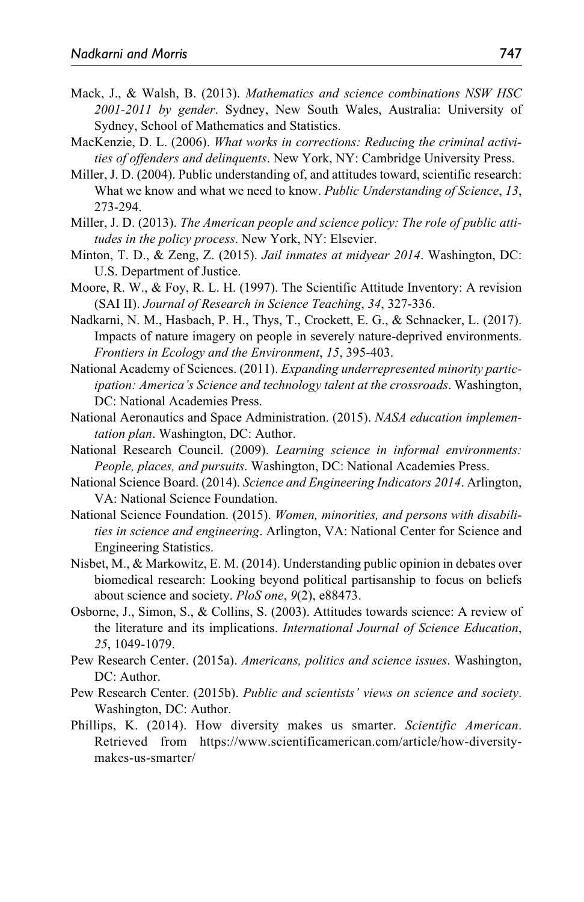Mack, J., & Walsh, B. (2013). *Mathematics and science combinations NSW HSC 2001-2011 by gender*. Sydney, New South Wales, Australia: University of Sydney, School of Mathematics and Statistics.

MacKenzie, D. L. (2006). *What works in corrections: Reducing the criminal activities of offenders and delinquents*. New York, NY: Cambridge University Press.

Miller, J. D. (2004). Public understanding of, and attitudes toward, scientific research: What we know and what we need to know. *Public Understanding of Science*, *13*, 273-294.

Miller, J. D. (2013). *The American people and science policy: The role of public attitudes in the policy process*. New York, NY: Elsevier.

Minton, T. D., & Zeng, Z. (2015). *Jail inmates at midyear 2014*. Washington, DC: U.S. Department of Justice.

Moore, R. W., & Foy, R. L. H. (1997). The Scientific Attitude Inventory: A revision (SAI II). *Journal of Research in Science Teaching*, *34*, 327-336.

Nadkarni, N. M., Hasbach, P. H., Thys, T., Crockett, E. G., & Schnacker, L. (2017). Impacts of nature imagery on people in severely nature-deprived environments. *Frontiers in Ecology and the Environment*, *15*, 395-403.

National Academy of Sciences. (2011). *Expanding underrepresented minority participation: America's Science and technology talent at the crossroads*. Washington, DC: National Academies Press.

National Aeronautics and Space Administration. (2015). *NASA education implementation plan*. Washington, DC: Author.

National Research Council. (2009). *Learning science in informal environments: People, places, and pursuits*. Washington, DC: National Academies Press.

National Science Board. (2014). *Science and Engineering Indicators 2014*. Arlington, VA: National Science Foundation.

National Science Foundation. (2015). *Women, minorities, and persons with disabilities in science and engineering*. Arlington, VA: National Center for Science and Engineering Statistics.

Nisbet, M., & Markowitz, E. M. (2014). Understanding public opinion in debates over biomedical research: Looking beyond political partisanship to focus on beliefs about science and society. *PloS one*, *9*(2), e88473.

Osborne, J., Simon, S., & Collins, S. (2003). Attitudes towards science: A review of the literature and its implications. *International Journal of Science Education*, *25*, 1049-1079.

Pew Research Center. (2015a). *Americans, politics and science issues*. Washington, DC: Author.

Pew Research Center. (2015b). *Public and scientists' views on science and society*. Washington, DC: Author.

Phillips, K. (2014). How diversity makes us smarter. *Scientific American*. Retrieved from https://www.scientificamerican.com/article/how-diversity-makes-us-smarter/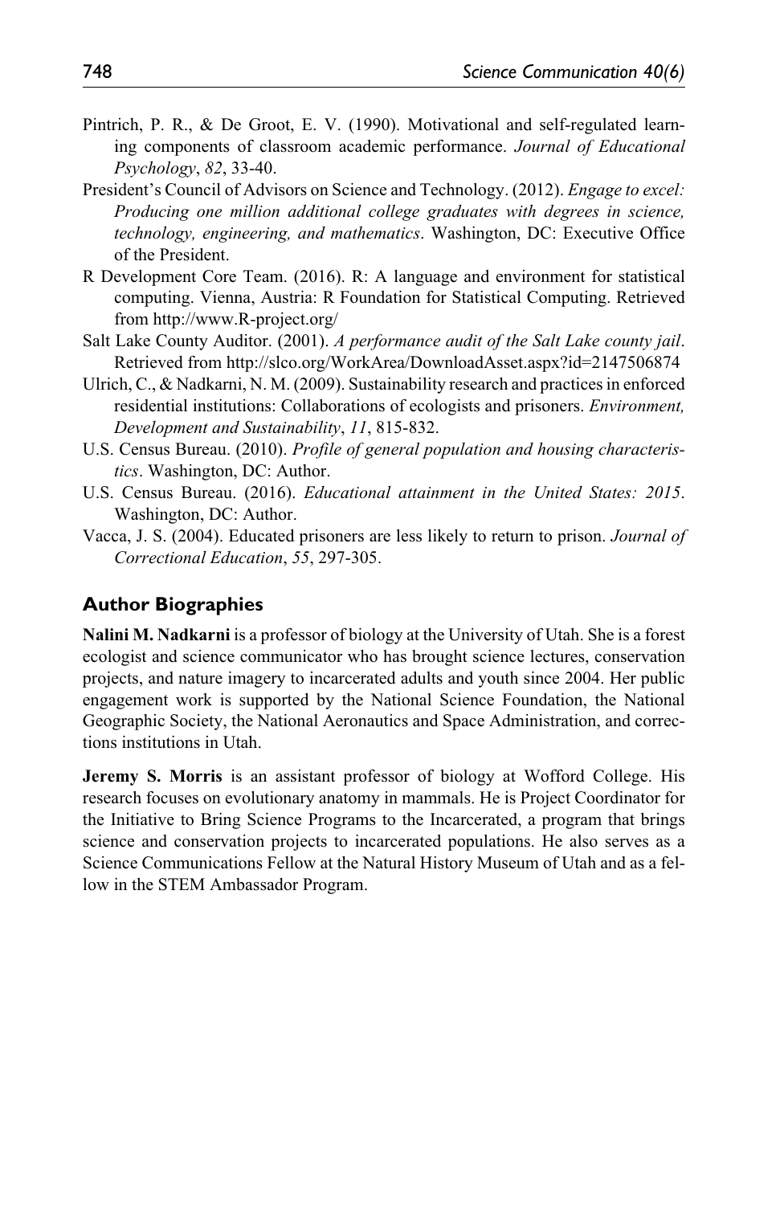Pintrich, P. R., & De Groot, E. V. (1990). Motivational and self-regulated learning components of classroom academic performance. *Journal of Educational Psychology*, *82*, 33-40.

President's Council of Advisors on Science and Technology. (2012). *Engage to excel: Producing one million additional college graduates with degrees in science, technology, engineering, and mathematics*. Washington, DC: Executive Office of the President.

R Development Core Team. (2016). R: A language and environment for statistical computing. Vienna, Austria: R Foundation for Statistical Computing. Retrieved from http://www.R-project.org/

Salt Lake County Auditor. (2001). *A performance audit of the Salt Lake county jail*. Retrieved from http://slco.org/WorkArea/DownloadAsset.aspx?id=2147506874

Ulrich, C., & Nadkarni, N. M. (2009). Sustainability research and practices in enforced residential institutions: Collaborations of ecologists and prisoners. *Environment, Development and Sustainability*, *11*, 815-832.

U.S. Census Bureau. (2010). *Profile of general population and housing characteristics*. Washington, DC: Author.

U.S. Census Bureau. (2016). *Educational attainment in the United States: 2015*. Washington, DC: Author.

Vacca, J. S. (2004). Educated prisoners are less likely to return to prison. *Journal of Correctional Education*, *55*, 297-305.

## Author Biographies

**Nalini M. Nadkarni** is a professor of biology at the University of Utah. She is a forest ecologist and science communicator who has brought science lectures, conservation projects, and nature imagery to incarcerated adults and youth since 2004. Her public engagement work is supported by the National Science Foundation, the National Geographic Society, the National Aeronautics and Space Administration, and corrections institutions in Utah.

**Jeremy S. Morris** is an assistant professor of biology at Wofford College. His research focuses on evolutionary anatomy in mammals. He is Project Coordinator for the Initiative to Bring Science Programs to the Incarcerated, a program that brings science and conservation projects to incarcerated populations. He also serves as a Science Communications Fellow at the Natural History Museum of Utah and as a fellow in the STEM Ambassador Program.